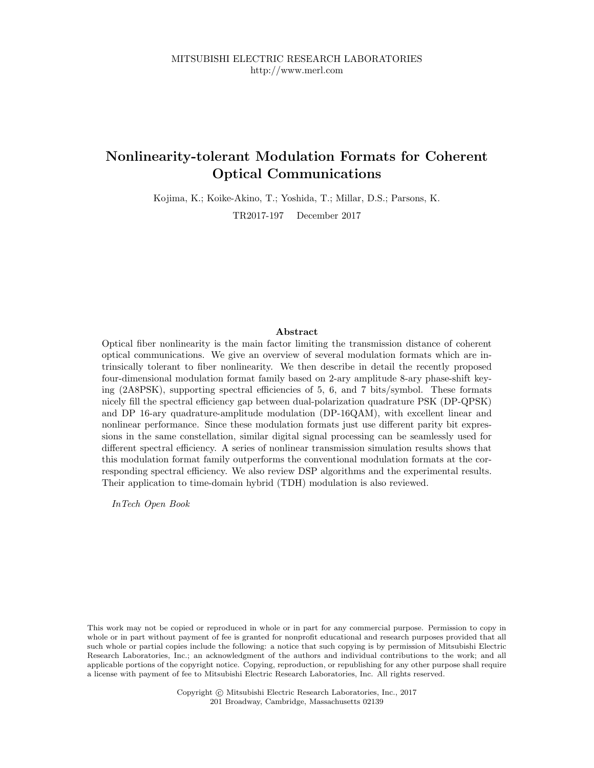MITSUBISHI ELECTRIC RESEARCH LABORATORIES
http://www.merl.com

# Nonlinearity-tolerant Modulation Formats for Coherent Optical Communications

Kojima, K.; Koike-Akino, T.; Yoshida, T.; Millar, D.S.; Parsons, K.

TR2017-197 December 2017

## Abstract

Optical fiber nonlinearity is the main factor limiting the transmission distance of coherent optical communications. We give an overview of several modulation formats which are intrinsically tolerant to fiber nonlinearity. We then describe in detail the recently proposed four-dimensional modulation format family based on 2-ary amplitude 8-ary phase-shift keying (2A8PSK), supporting spectral efficiencies of 5, 6, and 7 bits/symbol. These formats nicely fill the spectral efficiency gap between dual-polarization quadrature PSK (DP-QPSK) and DP 16-ary quadrature-amplitude modulation (DP-16QAM), with excellent linear and nonlinear performance. Since these modulation formats just use different parity bit expressions in the same constellation, similar digital signal processing can be seamlessly used for different spectral efficiency. A series of nonlinear transmission simulation results shows that this modulation format family outperforms the conventional modulation formats at the corresponding spectral efficiency. We also review DSP algorithms and the experimental results. Their application to time-domain hybrid (TDH) modulation is also reviewed.

*InTech Open Book*

This work may not be copied or reproduced in whole or in part for any commercial purpose. Permission to copy in whole or in part without payment of fee is granted for nonprofit educational and research purposes provided that all such whole or partial copies include the following: a notice that such copying is by permission of Mitsubishi Electric Research Laboratories, Inc.; an acknowledgment of the authors and individual contributions to the work; and all applicable portions of the copyright notice. Copying, reproduction, or republishing for any other purpose shall require a license with payment of fee to Mitsubishi Electric Research Laboratories, Inc. All rights reserved.

Copyright © Mitsubishi Electric Research Laboratories, Inc., 2017
201 Broadway, Cambridge, Massachusetts 02139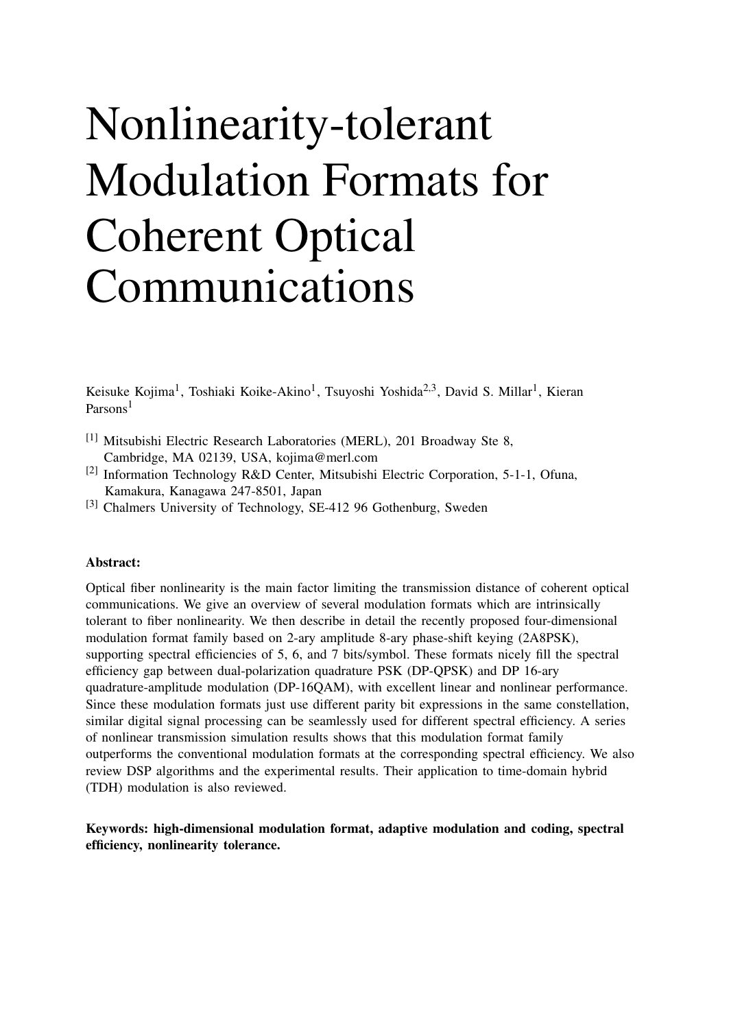# Nonlinearity-tolerant Modulation Formats for Coherent Optical Communications

Keisuke Kojima[1], Toshiaki Koike-Akino[1], Tsuyoshi Yoshida[2,3], David S. Millar[1], Kieran Parsons[1]

[1] Mitsubishi Electric Research Laboratories (MERL), 201 Broadway Ste 8, Cambridge, MA 02139, USA, kojima@merl.com

[2] Information Technology R&D Center, Mitsubishi Electric Corporation, 5-1-1, Ofuna, Kamakura, Kanagawa 247-8501, Japan

[3] Chalmers University of Technology, SE-412 96 Gothenburg, Sweden

**Abstract:**

Optical fiber nonlinearity is the main factor limiting the transmission distance of coherent optical communications. We give an overview of several modulation formats which are intrinsically tolerant to fiber nonlinearity. We then describe in detail the recently proposed four-dimensional modulation format family based on 2-ary amplitude 8-ary phase-shift keying (2A8PSK), supporting spectral efficiencies of 5, 6, and 7 bits/symbol. These formats nicely fill the spectral efficiency gap between dual-polarization quadrature PSK (DP-QPSK) and DP 16-ary quadrature-amplitude modulation (DP-16QAM), with excellent linear and nonlinear performance. Since these modulation formats just use different parity bit expressions in the same constellation, similar digital signal processing can be seamlessly used for different spectral efficiency. A series of nonlinear transmission simulation results shows that this modulation format family outperforms the conventional modulation formats at the corresponding spectral efficiency. We also review DSP algorithms and the experimental results. Their application to time-domain hybrid (TDH) modulation is also reviewed.

**Keywords: high-dimensional modulation format, adaptive modulation and coding, spectral efficiency, nonlinearity tolerance.**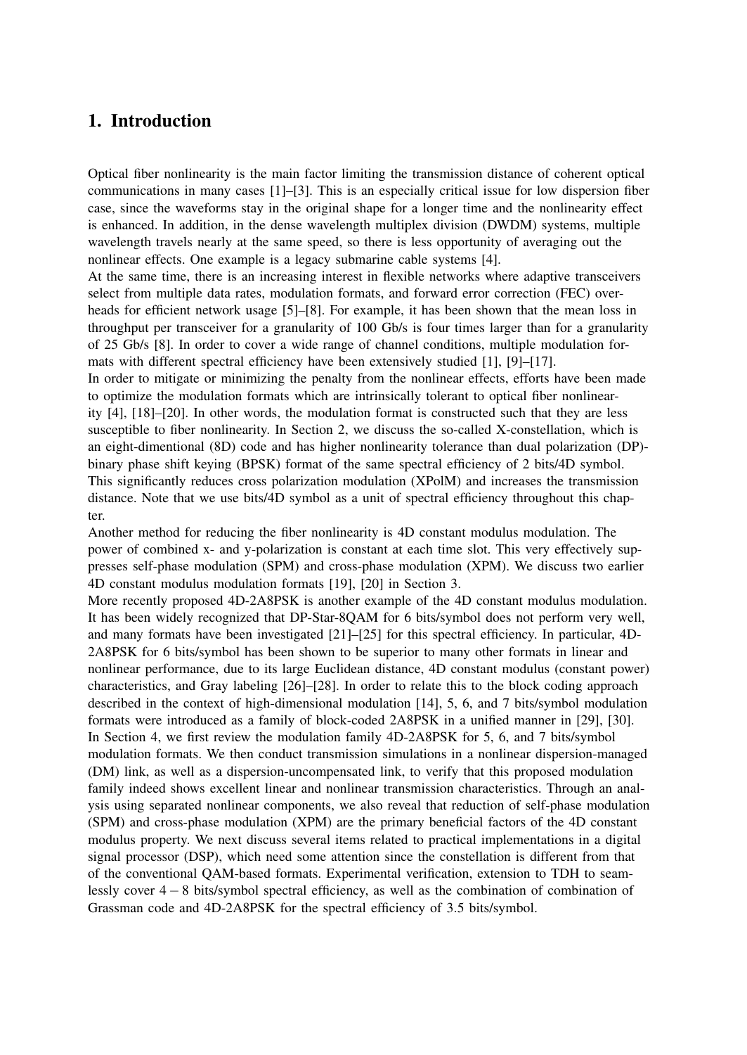# 1. Introduction

Optical fiber nonlinearity is the main factor limiting the transmission distance of coherent optical communications in many cases [1]–[3]. This is an especially critical issue for low dispersion fiber case, since the waveforms stay in the original shape for a longer time and the nonlinearity effect is enhanced. In addition, in the dense wavelength multiplex division (DWDM) systems, multiple wavelength travels nearly at the same speed, so there is less opportunity of averaging out the nonlinear effects. One example is a legacy submarine cable systems [4].

At the same time, there is an increasing interest in flexible networks where adaptive transceivers select from multiple data rates, modulation formats, and forward error correction (FEC) overheads for efficient network usage [5]–[8]. For example, it has been shown that the mean loss in throughput per transceiver for a granularity of 100 Gb/s is four times larger than for a granularity of 25 Gb/s [8]. In order to cover a wide range of channel conditions, multiple modulation formats with different spectral efficiency have been extensively studied [1], [9]–[17].

In order to mitigate or minimizing the penalty from the nonlinear effects, efforts have been made to optimize the modulation formats which are intrinsically tolerant to optical fiber nonlinearity [4], [18]–[20]. In other words, the modulation format is constructed such that they are less susceptible to fiber nonlinearity. In Section 2, we discuss the so-called X-constellation, which is an eight-dimentional (8D) code and has higher nonlinearity tolerance than dual polarization (DP)-binary phase shift keying (BPSK) format of the same spectral efficiency of 2 bits/4D symbol. This significantly reduces cross polarization modulation (XPolM) and increases the transmission distance. Note that we use bits/4D symbol as a unit of spectral efficiency throughout this chapter.

Another method for reducing the fiber nonlinearity is 4D constant modulus modulation. The power of combined x- and y-polarization is constant at each time slot. This very effectively suppresses self-phase modulation (SPM) and cross-phase modulation (XPM). We discuss two earlier 4D constant modulus modulation formats [19], [20] in Section 3.

More recently proposed 4D-2A8PSK is another example of the 4D constant modulus modulation. It has been widely recognized that DP-Star-8QAM for 6 bits/symbol does not perform very well, and many formats have been investigated [21]–[25] for this spectral efficiency. In particular, 4D-2A8PSK for 6 bits/symbol has been shown to be superior to many other formats in linear and nonlinear performance, due to its large Euclidean distance, 4D constant modulus (constant power) characteristics, and Gray labeling [26]–[28]. In order to relate this to the block coding approach described in the context of high-dimensional modulation [14], 5, 6, and 7 bits/symbol modulation formats were introduced as a family of block-coded 2A8PSK in a unified manner in [29], [30]. In Section 4, we first review the modulation family 4D-2A8PSK for 5, 6, and 7 bits/symbol modulation formats. We then conduct transmission simulations in a nonlinear dispersion-managed (DM) link, as well as a dispersion-uncompensated link, to verify that this proposed modulation family indeed shows excellent linear and nonlinear transmission characteristics. Through an analysis using separated nonlinear components, we also reveal that reduction of self-phase modulation (SPM) and cross-phase modulation (XPM) are the primary beneficial factors of the 4D constant modulus property. We next discuss several items related to practical implementations in a digital signal processor (DSP), which need some attention since the constellation is different from that of the conventional QAM-based formats. Experimental verification, extension to TDH to seamlessly cover $4-8$ bits/symbol spectral efficiency, as well as the combination of combination of Grassman code and 4D-2A8PSK for the spectral efficiency of 3.5 bits/symbol.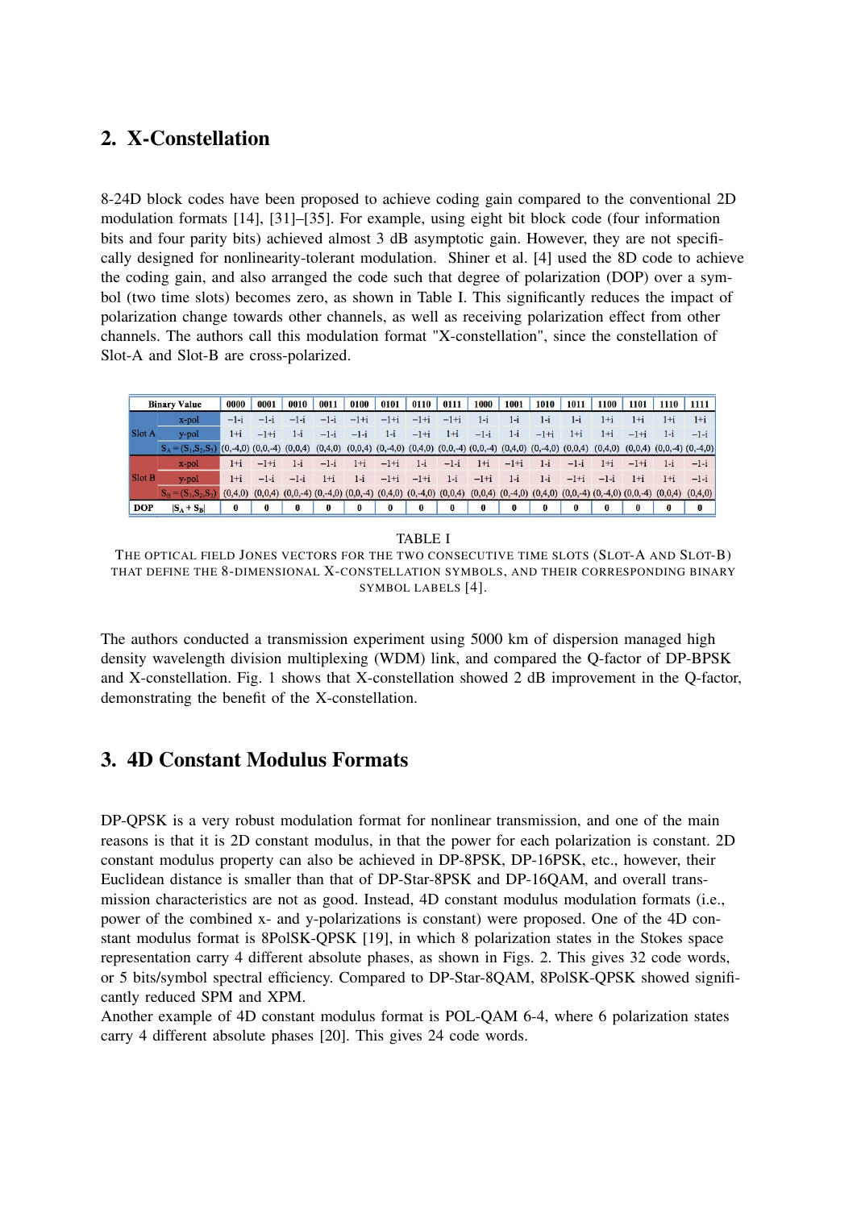## 2. X-Constellation

8-24D block codes have been proposed to achieve coding gain compared to the conventional 2D modulation formats [14], [31]–[35]. For example, using eight bit block code (four information bits and four parity bits) achieved almost 3 dB asymptotic gain. However, they are not specifically designed for nonlinearity-tolerant modulation. Shiner et al. [4] used the 8D code to achieve the coding gain, and also arranged the code such that degree of polarization (DOP) over a symbol (two time slots) becomes zero, as shown in Table I. This significantly reduces the impact of polarization change towards other channels, as well as receiving polarization effect from other channels. The authors call this modulation format "X-constellation", since the constellation of Slot-A and Slot-B are cross-polarized.

| Binary Value | | 0000 | 0001 | 0010 | 0011 | 0100 | 0101 | 0110 | 0111 | 1000 | 1001 | 1010 | 1011 | 1100 | 1101 | 1110 | 1111 |
|---|---|---|---|---|---|---|---|---|---|---|---|---|---|---|---|---|---|
| Slot A | x-pol | −1-i | −1-i | −1-i | −1-i | −1+i | −1+i | −1+i | −1+i | 1-i | 1-i | 1-i | 1-i | 1+i | 1+i | 1+i | 1+i |
| | y-pol | 1+i | −1+i | 1-i | −1-i | −1-i | 1-i | −1+i | 1+i | −1-i | 1-i | −1+i | 1+i | 1+i | −1+i | 1-i | −1-i |
| | $S_A = (S_1,S_2,S_3)$ | (0,-4,0) | (0,0,-4) | (0,0,4) | (0,4,0) | (0,0,4) | (0,-4,0) | (0,4,0) | (0,0,-4) | (0,0,-4) | (0,4,0) | (0,-4,0) | (0,0,4) | (0,4,0) | (0,0,4) | (0,0,-4) | (0,-4,0) |
| Slot B | x-pol | 1+i | −1+i | 1-i | −1-i | 1+i | −1+i | 1-i | −1-i | 1+i | −1+i | 1-i | −1-i | 1+i | −1+i | 1-i | −1-i |
| | y-pol | 1+i | −1-i | −1-i | 1+i | 1-i | −1+i | −1+i | 1-i | −1+i | 1-i | 1-i | −1+i | −1-i | 1+i | 1+i | −1-i |
| | $S_B = (S_1,S_2,S_3)$ | (0,4,0) | (0,0,4) | (0,0,-4) | (0,-4,0) | (0,0,-4) | (0,4,0) | (0,-4,0) | (0,0,4) | (0,0,4) | (0,-4,0) | (0,4,0) | (0,0,-4) | (0,-4,0) | (0,0,-4) | (0,0,4) | (0,4,0) |
| DOP | $\|S_A + S_B\|$ | 0 | 0 | 0 | 0 | 0 | 0 | 0 | 0 | 0 | 0 | 0 | 0 | 0 | 0 | 0 | 0 |

TABLE I
THE OPTICAL FIELD JONES VECTORS FOR THE TWO CONSECUTIVE TIME SLOTS (SLOT-A AND SLOT-B) THAT DEFINE THE 8-DIMENSIONAL X-CONSTELLATION SYMBOLS, AND THEIR CORRESPONDING BINARY SYMBOL LABELS [4].

The authors conducted a transmission experiment using 5000 km of dispersion managed high density wavelength division multiplexing (WDM) link, and compared the Q-factor of DP-BPSK and X-constellation. Fig. 1 shows that X-constellation showed 2 dB improvement in the Q-factor, demonstrating the benefit of the X-constellation.

## 3. 4D Constant Modulus Formats

DP-QPSK is a very robust modulation format for nonlinear transmission, and one of the main reasons is that it is 2D constant modulus, in that the power for each polarization is constant. 2D constant modulus property can also be achieved in DP-8PSK, DP-16PSK, etc., however, their Euclidean distance is smaller than that of DP-Star-8PSK and DP-16QAM, and overall transmission characteristics are not as good. Instead, 4D constant modulus modulation formats (i.e., power of the combined x- and y-polarizations is constant) were proposed. One of the 4D constant modulus format is 8PolSK-QPSK [19], in which 8 polarization states in the Stokes space representation carry 4 different absolute phases, as shown in Figs. 2. This gives 32 code words, or 5 bits/symbol spectral efficiency. Compared to DP-Star-8QAM, 8PolSK-QPSK showed significantly reduced SPM and XPM.
Another example of 4D constant modulus format is POL-QAM 6-4, where 6 polarization states carry 4 different absolute phases [20]. This gives 24 code words.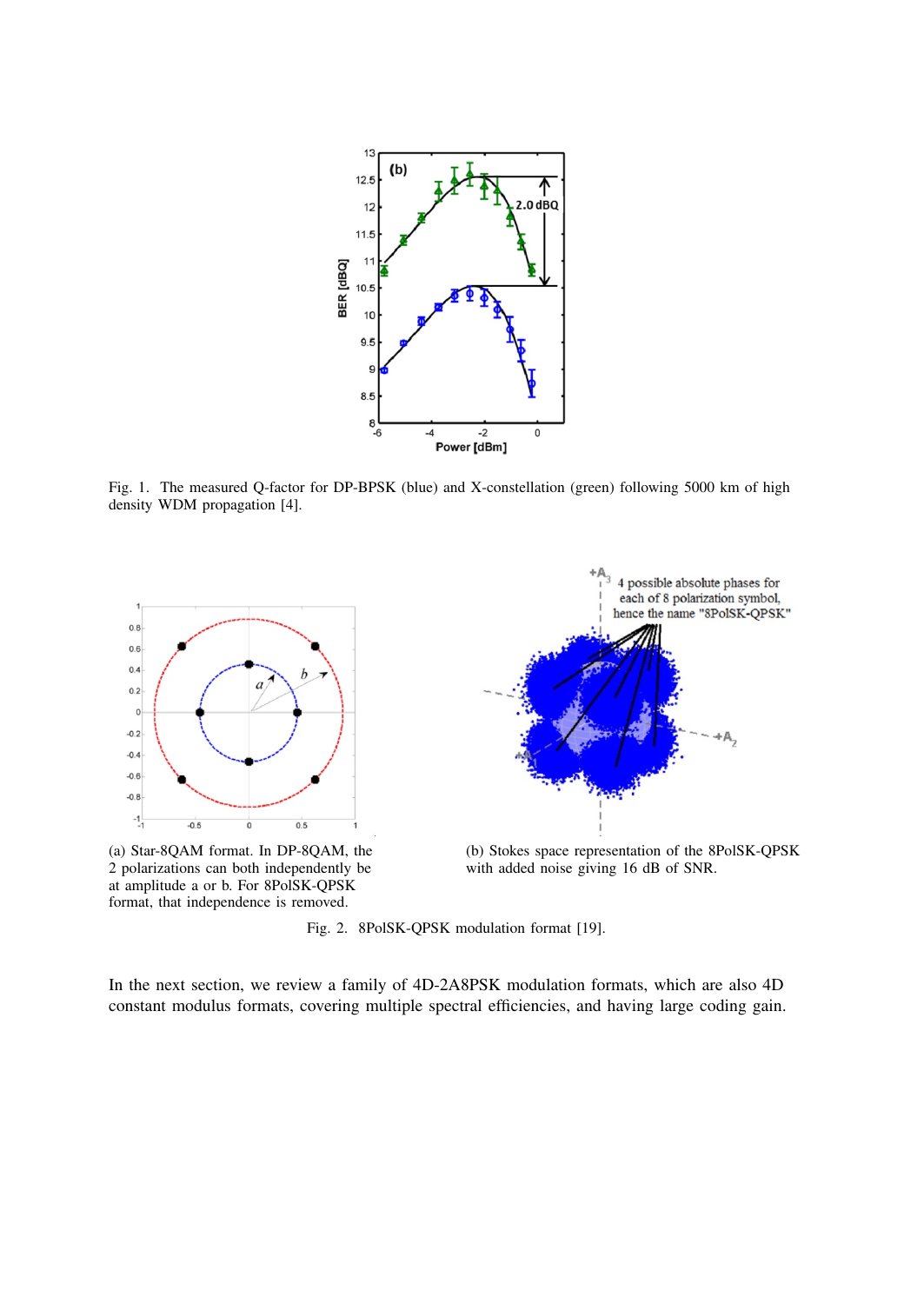Fig. 1. The measured Q-factor for DP-BPSK (blue) and X-constellation (green) following 5000 km of high density WDM propagation [4].

(a) Star-8QAM format. In DP-8QAM, the 2 polarizations can both independently be at amplitude a or b. For 8PolSK-QPSK format, that independence is removed.

(b) Stokes space representation of the 8PolSK-QPSK with added noise giving 16 dB of SNR.

Fig. 2. 8PolSK-QPSK modulation format [19].

In the next section, we review a family of 4D-2A8PSK modulation formats, which are also 4D constant modulus formats, covering multiple spectral efficiencies, and having large coding gain.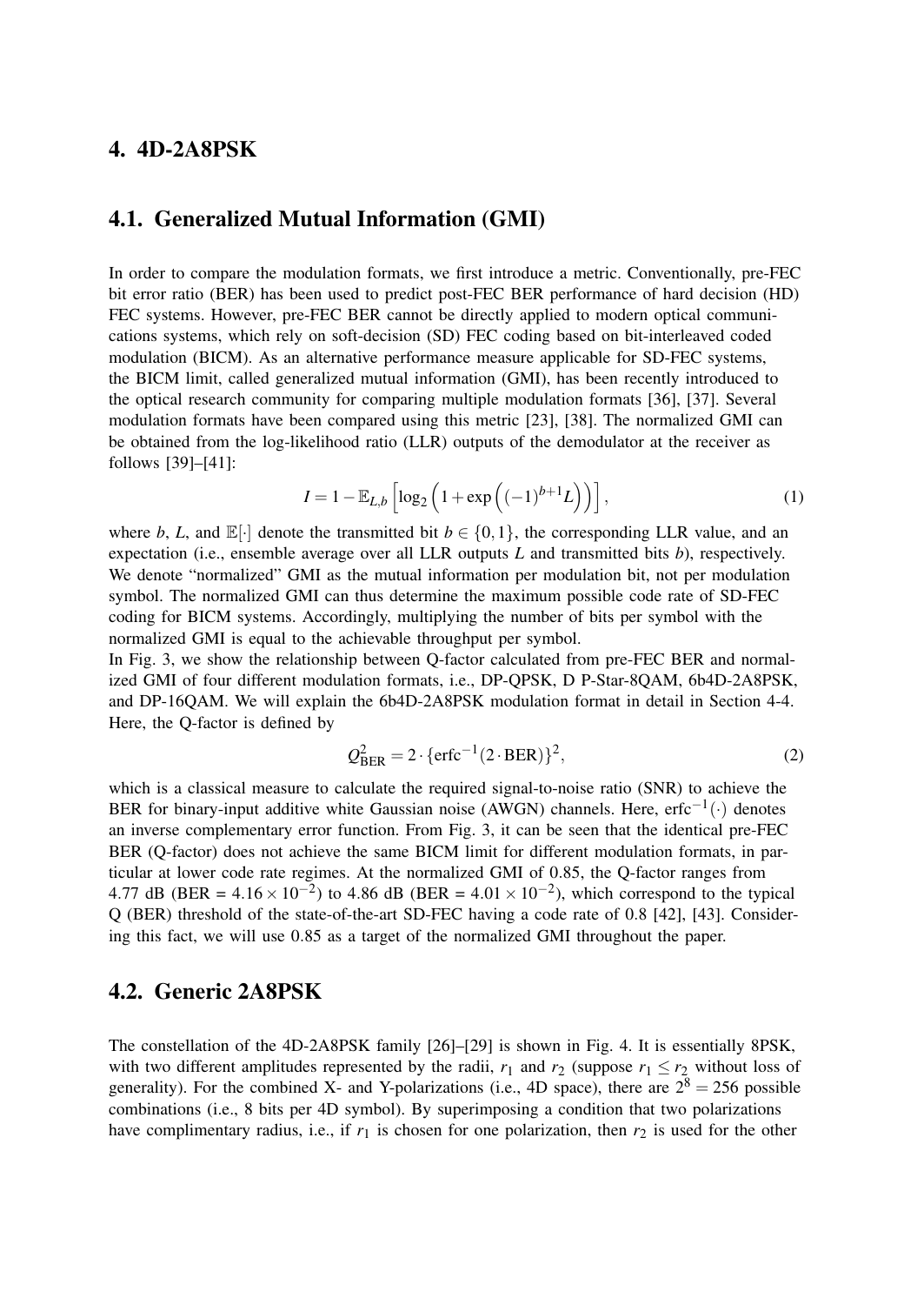## 4. 4D-2A8PSK

### 4.1. Generalized Mutual Information (GMI)

In order to compare the modulation formats, we first introduce a metric. Conventionally, pre-FEC bit error ratio (BER) has been used to predict post-FEC BER performance of hard decision (HD) FEC systems. However, pre-FEC BER cannot be directly applied to modern optical communications systems, which rely on soft-decision (SD) FEC coding based on bit-interleaved coded modulation (BICM). As an alternative performance measure applicable for SD-FEC systems, the BICM limit, called generalized mutual information (GMI), has been recently introduced to the optical research community for comparing multiple modulation formats [36], [37]. Several modulation formats have been compared using this metric [23], [38]. The normalized GMI can be obtained from the log-likelihood ratio (LLR) outputs of the demodulator at the receiver as follows [39]–[41]:

$$I = 1 - \mathbb{E}_{L,b}\left[\log_2\left(1 + \exp\left((-1)^{b+1}L\right)\right)\right], \tag{1}$$

where $b$, $L$, and $\mathbb{E}[\cdot]$ denote the transmitted bit $b \in \{0,1\}$, the corresponding LLR value, and an expectation (i.e., ensemble average over all LLR outputs $L$ and transmitted bits $b$), respectively. We denote "normalized" GMI as the mutual information per modulation bit, not per modulation symbol. The normalized GMI can thus determine the maximum possible code rate of SD-FEC coding for BICM systems. Accordingly, multiplying the number of bits per symbol with the normalized GMI is equal to the achievable throughput per symbol.

In Fig. 3, we show the relationship between Q-factor calculated from pre-FEC BER and normalized GMI of four different modulation formats, i.e., DP-QPSK, D P-Star-8QAM, 6b4D-2A8PSK, and DP-16QAM. We will explain the 6b4D-2A8PSK modulation format in detail in Section 4-4. Here, the Q-factor is defined by

$$Q^2_{\text{BER}} = 2 \cdot \{\text{erfc}^{-1}(2 \cdot \text{BER})\}^2, \tag{2}$$

which is a classical measure to calculate the required signal-to-noise ratio (SNR) to achieve the BER for binary-input additive white Gaussian noise (AWGN) channels. Here, $\text{erfc}^{-1}(\cdot)$ denotes an inverse complementary error function. From Fig. 3, it can be seen that the identical pre-FEC BER (Q-factor) does not achieve the same BICM limit for different modulation formats, in particular at lower code rate regimes. At the normalized GMI of 0.85, the Q-factor ranges from 4.77 dB (BER = $4.16 \times 10^{-2}$) to 4.86 dB (BER = $4.01 \times 10^{-2}$), which correspond to the typical Q (BER) threshold of the state-of-the-art SD-FEC having a code rate of 0.8 [42], [43]. Considering this fact, we will use 0.85 as a target of the normalized GMI throughout the paper.

### 4.2. Generic 2A8PSK

The constellation of the 4D-2A8PSK family [26]–[29] is shown in Fig. 4. It is essentially 8PSK, with two different amplitudes represented by the radii, $r_1$ and $r_2$ (suppose $r_1 \leq r_2$ without loss of generality). For the combined X- and Y-polarizations (i.e., 4D space), there are $2^8 = 256$ possible combinations (i.e., 8 bits per 4D symbol). By superimposing a condition that two polarizations have complimentary radius, i.e., if $r_1$ is chosen for one polarization, then $r_2$ is used for the other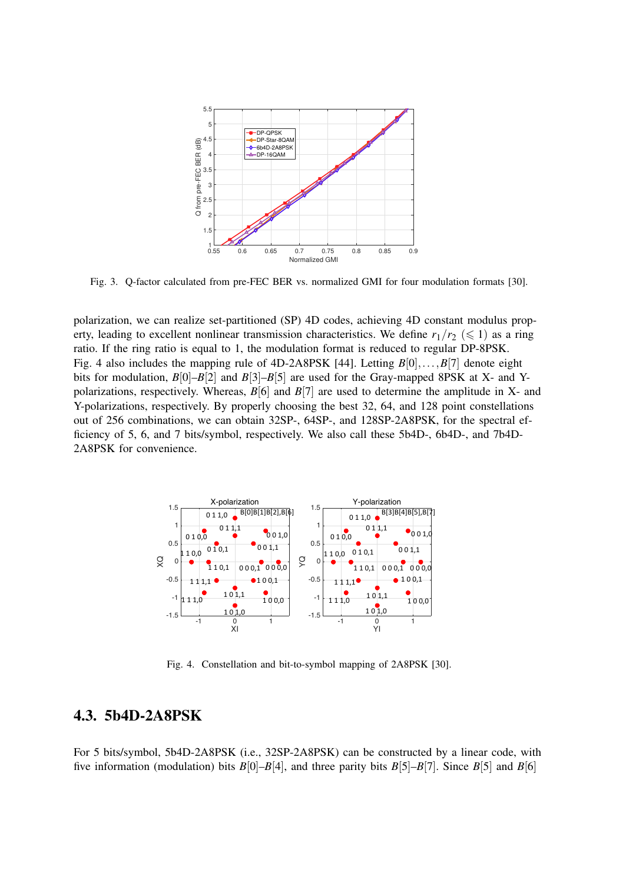Fig. 3. Q-factor calculated from pre-FEC BER vs. normalized GMI for four modulation formats [30].

polarization, we can realize set-partitioned (SP) 4D codes, achieving 4D constant modulus property, leading to excellent nonlinear transmission characteristics. We define $r_1/r_2$ ($\leqslant 1$) as a ring ratio. If the ring ratio is equal to 1, the modulation format is reduced to regular DP-8PSK. Fig. 4 also includes the mapping rule of 4D-2A8PSK [44]. Letting $B[0],\ldots,B[7]$ denote eight bits for modulation, $B[0]$–$B[2]$ and $B[3]$–$B[5]$ are used for the Gray-mapped 8PSK at X- and Y-polarizations, respectively. Whereas, $B[6]$ and $B[7]$ are used to determine the amplitude in X- and Y-polarizations, respectively. By properly choosing the best 32, 64, and 128 point constellations out of 256 combinations, we can obtain 32SP-, 64SP-, and 128SP-2A8PSK, for the spectral efficiency of 5, 6, and 7 bits/symbol, respectively. We also call these 5b4D-, 6b4D-, and 7b4D-2A8PSK for convenience.

Fig. 4. Constellation and bit-to-symbol mapping of 2A8PSK [30].

## 4.3. 5b4D-2A8PSK

For 5 bits/symbol, 5b4D-2A8PSK (i.e., 32SP-2A8PSK) can be constructed by a linear code, with five information (modulation) bits $B[0]$–$B[4]$, and three parity bits $B[5]$–$B[7]$. Since $B[5]$ and $B[6]$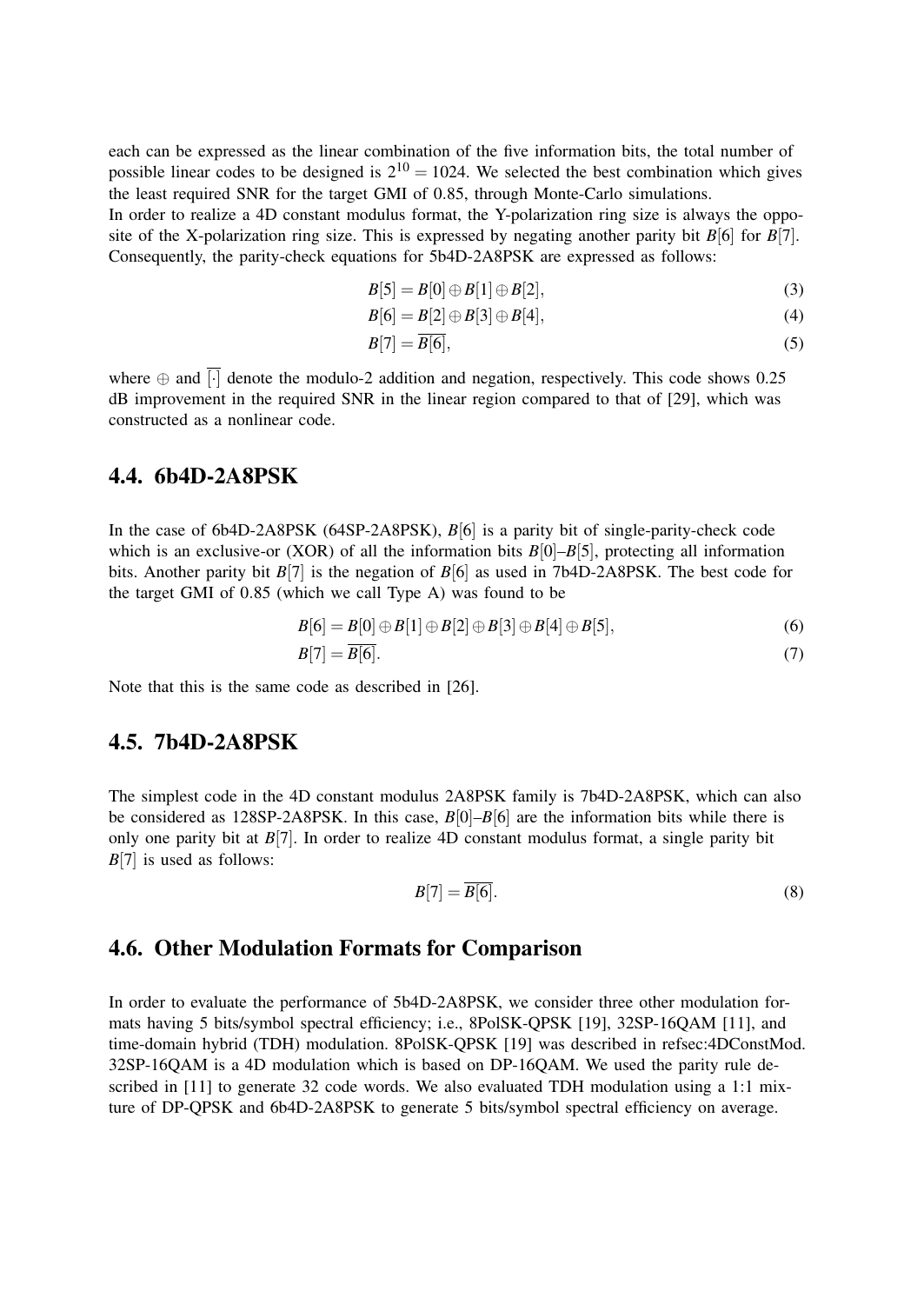each can be expressed as the linear combination of the five information bits, the total number of possible linear codes to be designed is $2^{10} = 1024$. We selected the best combination which gives the least required SNR for the target GMI of 0.85, through Monte-Carlo simulations.
In order to realize a 4D constant modulus format, the Y-polarization ring size is always the opposite of the X-polarization ring size. This is expressed by negating another parity bit $B[6]$ for $B[7]$. Consequently, the parity-check equations for 5b4D-2A8PSK are expressed as follows:

$$B[5] = B[0] \oplus B[1] \oplus B[2], \tag{3}$$

$$B[6] = B[2] \oplus B[3] \oplus B[4], \tag{4}$$

$$B[7] = \overline{B[6]}, \tag{5}$$

where $\oplus$ and $\overline{[\cdot]}$ denote the modulo-2 addition and negation, respectively. This code shows 0.25 dB improvement in the required SNR in the linear region compared to that of [29], which was constructed as a nonlinear code.

## 4.4. 6b4D-2A8PSK

In the case of 6b4D-2A8PSK (64SP-2A8PSK), $B[6]$ is a parity bit of single-parity-check code which is an exclusive-or (XOR) of all the information bits $B[0]$–$B[5]$, protecting all information bits. Another parity bit $B[7]$ is the negation of $B[6]$ as used in 7b4D-2A8PSK. The best code for the target GMI of 0.85 (which we call Type A) was found to be

$$B[6] = B[0] \oplus B[1] \oplus B[2] \oplus B[3] \oplus B[4] \oplus B[5], \tag{6}$$

$$B[7] = \overline{B[6]}. \tag{7}$$

Note that this is the same code as described in [26].

## 4.5. 7b4D-2A8PSK

The simplest code in the 4D constant modulus 2A8PSK family is 7b4D-2A8PSK, which can also be considered as 128SP-2A8PSK. In this case, $B[0]$–$B[6]$ are the information bits while there is only one parity bit at $B[7]$. In order to realize 4D constant modulus format, a single parity bit $B[7]$ is used as follows:

$$B[7] = \overline{B[6]}. \tag{8}$$

## 4.6. Other Modulation Formats for Comparison

In order to evaluate the performance of 5b4D-2A8PSK, we consider three other modulation formats having 5 bits/symbol spectral efficiency; i.e., 8PolSK-QPSK [19], 32SP-16QAM [11], and time-domain hybrid (TDH) modulation. 8PolSK-QPSK [19] was described in refsec:4DConstMod. 32SP-16QAM is a 4D modulation which is based on DP-16QAM. We used the parity rule described in [11] to generate 32 code words. We also evaluated TDH modulation using a 1:1 mixture of DP-QPSK and 6b4D-2A8PSK to generate 5 bits/symbol spectral efficiency on average.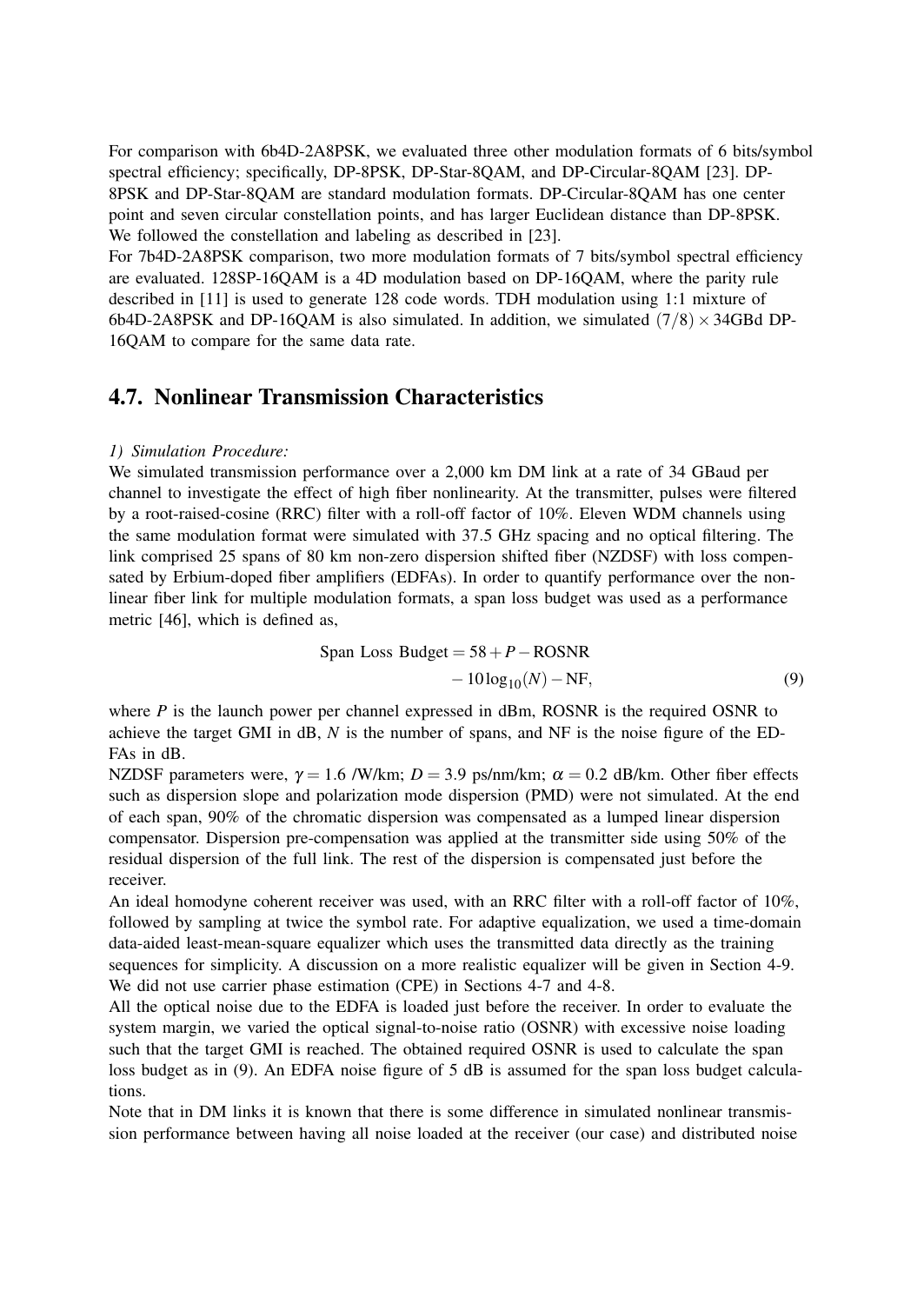For comparison with 6b4D-2A8PSK, we evaluated three other modulation formats of 6 bits/symbol spectral efficiency; specifically, DP-8PSK, DP-Star-8QAM, and DP-Circular-8QAM [23]. DP-8PSK and DP-Star-8QAM are standard modulation formats. DP-Circular-8QAM has one center point and seven circular constellation points, and has larger Euclidean distance than DP-8PSK. We followed the constellation and labeling as described in [23].

For 7b4D-2A8PSK comparison, two more modulation formats of 7 bits/symbol spectral efficiency are evaluated. 128SP-16QAM is a 4D modulation based on DP-16QAM, where the parity rule described in [11] is used to generate 128 code words. TDH modulation using 1:1 mixture of 6b4D-2A8PSK and DP-16QAM is also simulated. In addition, we simulated $(7/8)\times 34$GBd DP-16QAM to compare for the same data rate.

## 4.7. Nonlinear Transmission Characteristics

*1) Simulation Procedure:*

We simulated transmission performance over a 2,000 km DM link at a rate of 34 GBaud per channel to investigate the effect of high fiber nonlinearity. At the transmitter, pulses were filtered by a root-raised-cosine (RRC) filter with a roll-off factor of 10%. Eleven WDM channels using the same modulation format were simulated with 37.5 GHz spacing and no optical filtering. The link comprised 25 spans of 80 km non-zero dispersion shifted fiber (NZDSF) with loss compensated by Erbium-doped fiber amplifiers (EDFAs). In order to quantify performance over the nonlinear fiber link for multiple modulation formats, a span loss budget was used as a performance metric [46], which is defined as,

$$\begin{aligned}\text{Span Loss Budget} = 58 + P - \text{ROSNR} \\ - 10\log_{10}(N) - \text{NF},\end{aligned} \tag{9}$$

where $P$ is the launch power per channel expressed in dBm, ROSNR is the required OSNR to achieve the target GMI in dB, $N$ is the number of spans, and NF is the noise figure of the EDFAs in dB.

NZDSF parameters were, $\gamma = 1.6$ /W/km; $D = 3.9$ ps/nm/km; $\alpha = 0.2$ dB/km. Other fiber effects such as dispersion slope and polarization mode dispersion (PMD) were not simulated. At the end of each span, 90% of the chromatic dispersion was compensated as a lumped linear dispersion compensator. Dispersion pre-compensation was applied at the transmitter side using 50% of the residual dispersion of the full link. The rest of the dispersion is compensated just before the receiver.

An ideal homodyne coherent receiver was used, with an RRC filter with a roll-off factor of 10%, followed by sampling at twice the symbol rate. For adaptive equalization, we used a time-domain data-aided least-mean-square equalizer which uses the transmitted data directly as the training sequences for simplicity. A discussion on a more realistic equalizer will be given in Section 4-9. We did not use carrier phase estimation (CPE) in Sections 4-7 and 4-8.

All the optical noise due to the EDFA is loaded just before the receiver. In order to evaluate the system margin, we varied the optical signal-to-noise ratio (OSNR) with excessive noise loading such that the target GMI is reached. The obtained required OSNR is used to calculate the span loss budget as in (9). An EDFA noise figure of 5 dB is assumed for the span loss budget calculations.

Note that in DM links it is known that there is some difference in simulated nonlinear transmission performance between having all noise loaded at the receiver (our case) and distributed noise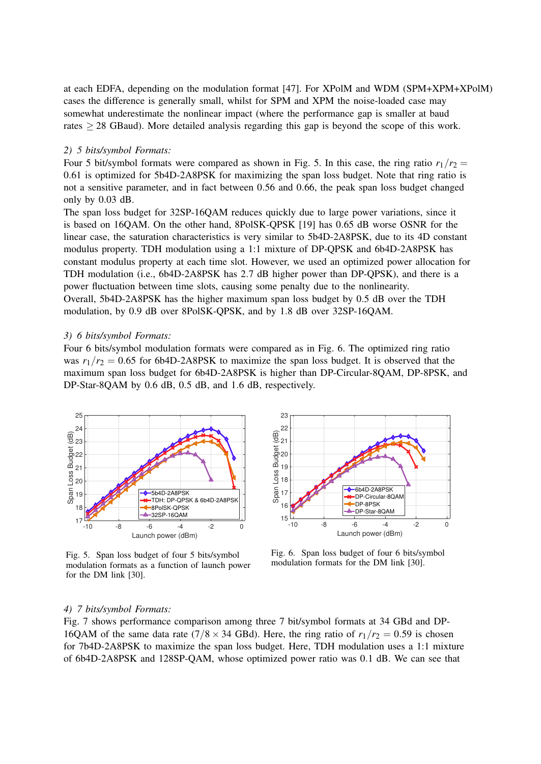at each EDFA, depending on the modulation format [47]. For XPolM and WDM (SPM+XPM+XPolM) cases the difference is generally small, whilst for SPM and XPM the noise-loaded case may somewhat underestimate the nonlinear impact (where the performance gap is smaller at baud rates $\geq 28$ GBaud). More detailed analysis regarding this gap is beyond the scope of this work.

*2) 5 bits/symbol Formats:*

Four 5 bit/symbol formats were compared as shown in Fig. 5. In this case, the ring ratio $r_1/r_2 = 0.61$ is optimized for 5b4D-2A8PSK for maximizing the span loss budget. Note that ring ratio is not a sensitive parameter, and in fact between 0.56 and 0.66, the peak span loss budget changed only by 0.03 dB.

The span loss budget for 32SP-16QAM reduces quickly due to large power variations, since it is based on 16QAM. On the other hand, 8PolSK-QPSK [19] has 0.65 dB worse OSNR for the linear case, the saturation characteristics is very similar to 5b4D-2A8PSK, due to its 4D constant modulus property. TDH modulation using a 1:1 mixture of DP-QPSK and 6b4D-2A8PSK has constant modulus property at each time slot. However, we used an optimized power allocation for TDH modulation (i.e., 6b4D-2A8PSK has 2.7 dB higher power than DP-QPSK), and there is a power fluctuation between time slots, causing some penalty due to the nonlinearity.

Overall, 5b4D-2A8PSK has the higher maximum span loss budget by 0.5 dB over the TDH modulation, by 0.9 dB over 8PolSK-QPSK, and by 1.8 dB over 32SP-16QAM.

*3) 6 bits/symbol Formats:*

Four 6 bits/symbol modulation formats were compared as in Fig. 6. The optimized ring ratio was $r_1/r_2 = 0.65$ for 6b4D-2A8PSK to maximize the span loss budget. It is observed that the maximum span loss budget for 6b4D-2A8PSK is higher than DP-Circular-8QAM, DP-8PSK, and DP-Star-8QAM by 0.6 dB, 0.5 dB, and 1.6 dB, respectively.

Fig. 5. Span loss budget of four 5 bits/symbol modulation formats as a function of launch power for the DM link [30].

Fig. 6. Span loss budget of four 6 bits/symbol modulation formats for the DM link [30].

*4) 7 bits/symbol Formats:*

Fig. 7 shows performance comparison among three 7 bit/symbol formats at 34 GBd and DP-16QAM of the same data rate ($7/8 \times 34$ GBd). Here, the ring ratio of $r_1/r_2 = 0.59$ is chosen for 7b4D-2A8PSK to maximize the span loss budget. Here, TDH modulation uses a 1:1 mixture of 6b4D-2A8PSK and 128SP-QAM, whose optimized power ratio was 0.1 dB. We can see that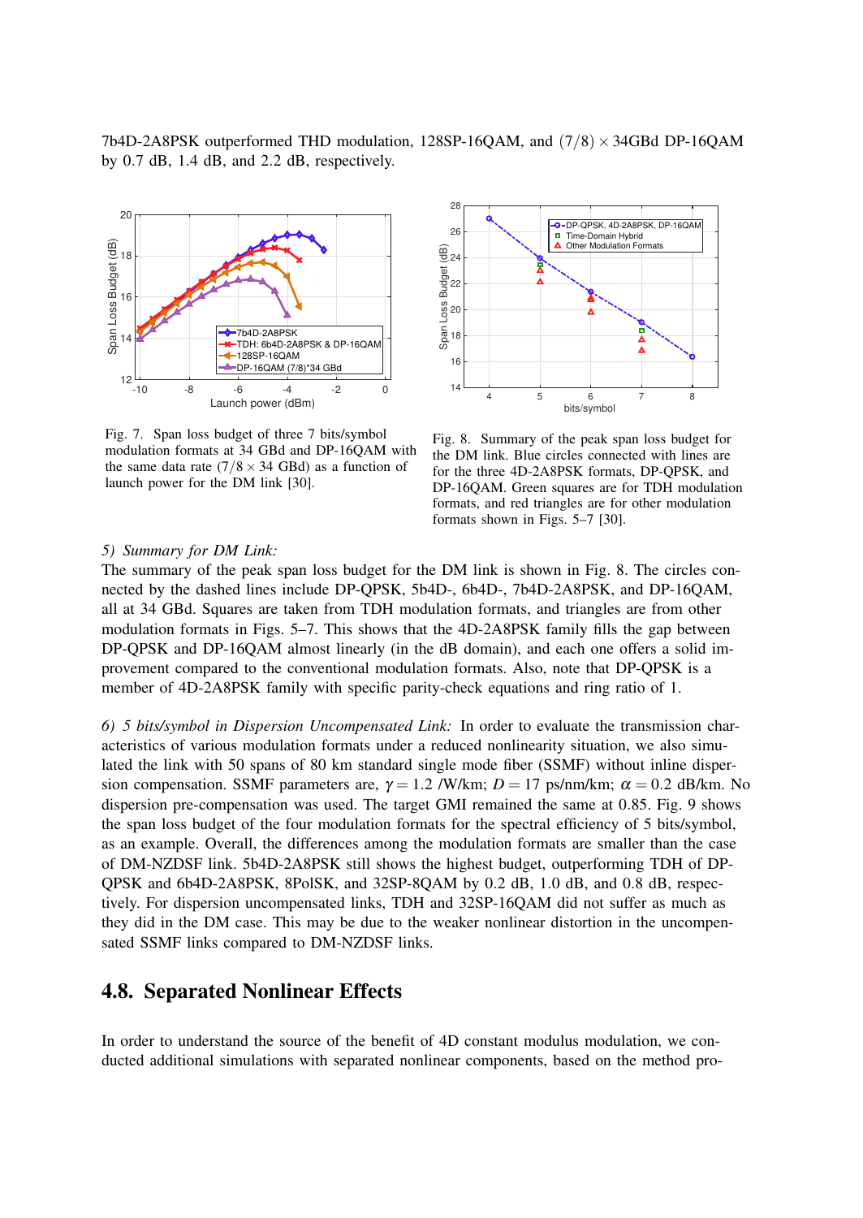7b4D-2A8PSK outperformed THD modulation, 128SP-16QAM, and $(7/8) \times 34$GBd DP-16QAM by 0.7 dB, 1.4 dB, and 2.2 dB, respectively.

Fig. 7. Span loss budget of three 7 bits/symbol modulation formats at 34 GBd and DP-16QAM with the same data rate ($7/8 \times 34$ GBd) as a function of launch power for the DM link [30].

Fig. 8. Summary of the peak span loss budget for the DM link. Blue circles connected with lines are for the three 4D-2A8PSK formats, DP-QPSK, and DP-16QAM. Green squares are for TDH modulation formats, and red triangles are for other modulation formats shown in Figs. 5–7 [30].

*5) Summary for DM Link:*

The summary of the peak span loss budget for the DM link is shown in Fig. 8. The circles connected by the dashed lines include DP-QPSK, 5b4D-, 6b4D-, 7b4D-2A8PSK, and DP-16QAM, all at 34 GBd. Squares are taken from TDH modulation formats, and triangles are from other modulation formats in Figs. 5–7. This shows that the 4D-2A8PSK family fills the gap between DP-QPSK and DP-16QAM almost linearly (in the dB domain), and each one offers a solid improvement compared to the conventional modulation formats. Also, note that DP-QPSK is a member of 4D-2A8PSK family with specific parity-check equations and ring ratio of 1.

*6) 5 bits/symbol in Dispersion Uncompensated Link:* In order to evaluate the transmission characteristics of various modulation formats under a reduced nonlinearity situation, we also simulated the link with 50 spans of 80 km standard single mode fiber (SSMF) without inline dispersion compensation. SSMF parameters are, $\gamma = 1.2$ /W/km; $D = 17$ ps/nm/km; $\alpha = 0.2$ dB/km. No dispersion pre-compensation was used. The target GMI remained the same at 0.85. Fig. 9 shows the span loss budget of the four modulation formats for the spectral efficiency of 5 bits/symbol, as an example. Overall, the differences among the modulation formats are smaller than the case of DM-NZDSF link. 5b4D-2A8PSK still shows the highest budget, outperforming TDH of DP-QPSK and 6b4D-2A8PSK, 8PolSK, and 32SP-8QAM by 0.2 dB, 1.0 dB, and 0.8 dB, respectively. For dispersion uncompensated links, TDH and 32SP-16QAM did not suffer as much as they did in the DM case. This may be due to the weaker nonlinear distortion in the uncompensated SSMF links compared to DM-NZDSF links.

## 4.8. Separated Nonlinear Effects

In order to understand the source of the benefit of 4D constant modulus modulation, we conducted additional simulations with separated nonlinear components, based on the method pro-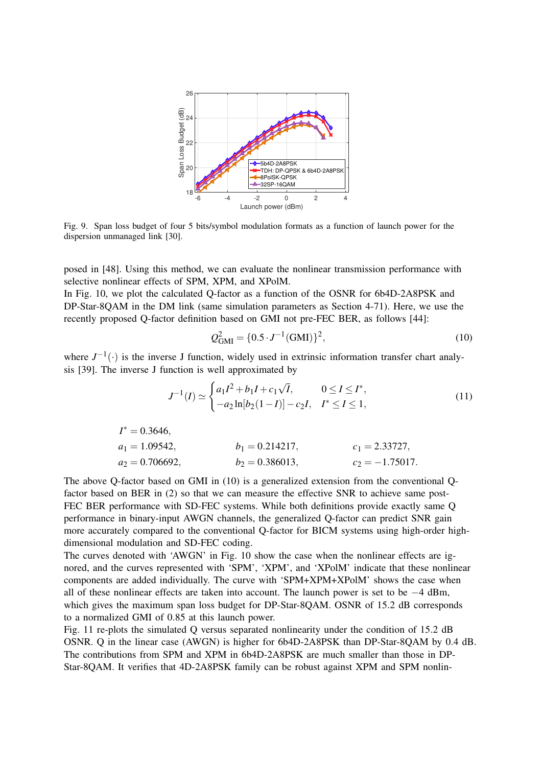Fig. 9. Span loss budget of four 5 bits/symbol modulation formats as a function of launch power for the dispersion unmanaged link [30].

posed in [48]. Using this method, we can evaluate the nonlinear transmission performance with selective nonlinear effects of SPM, XPM, and XPolM.

In Fig. 10, we plot the calculated Q-factor as a function of the OSNR for 6b4D-2A8PSK and DP-Star-8QAM in the DM link (same simulation parameters as Section 4-71). Here, we use the recently proposed Q-factor definition based on GMI not pre-FEC BER, as follows [44]:

$$Q^2_{\mathrm{GMI}} = \{0.5 \cdot J^{-1}(\mathrm{GMI})\}^2, \tag{10}$$

where $J^{-1}(\cdot)$ is the inverse J function, widely used in extrinsic information transfer chart analysis [39]. The inverse J function is well approximated by

$$J^{-1}(I) \simeq \begin{cases} a_1 I^2 + b_1 I + c_1 \sqrt{I}, & 0 \leq I \leq I^*, \\ -a_2 \ln[b_2(1-I)] - c_2 I, & I^* \leq I \leq 1, \end{cases} \tag{11}$$

$I^* = 0.3646,$

$a_1 = 1.09542, \quad b_1 = 0.214217, \quad c_1 = 2.33727,$

$a_2 = 0.706692, \quad b_2 = 0.386013, \quad c_2 = -1.75017.$

The above Q-factor based on GMI in (10) is a generalized extension from the conventional Q-factor based on BER in (2) so that we can measure the effective SNR to achieve same post-FEC BER performance with SD-FEC systems. While both definitions provide exactly same Q performance in binary-input AWGN channels, the generalized Q-factor can predict SNR gain more accurately compared to the conventional Q-factor for BICM systems using high-order high-dimensional modulation and SD-FEC coding.

The curves denoted with 'AWGN' in Fig. 10 show the case when the nonlinear effects are ignored, and the curves represented with 'SPM', 'XPM', and 'XPolM' indicate that these nonlinear components are added individually. The curve with 'SPM+XPM+XPolM' shows the case when all of these nonlinear effects are taken into account. The launch power is set to be $-4$ dBm, which gives the maximum span loss budget for DP-Star-8QAM. OSNR of 15.2 dB corresponds to a normalized GMI of 0.85 at this launch power.

Fig. 11 re-plots the simulated Q versus separated nonlinearity under the condition of 15.2 dB OSNR. Q in the linear case (AWGN) is higher for 6b4D-2A8PSK than DP-Star-8QAM by 0.4 dB. The contributions from SPM and XPM in 6b4D-2A8PSK are much smaller than those in DP-Star-8QAM. It verifies that 4D-2A8PSK family can be robust against XPM and SPM nonlin-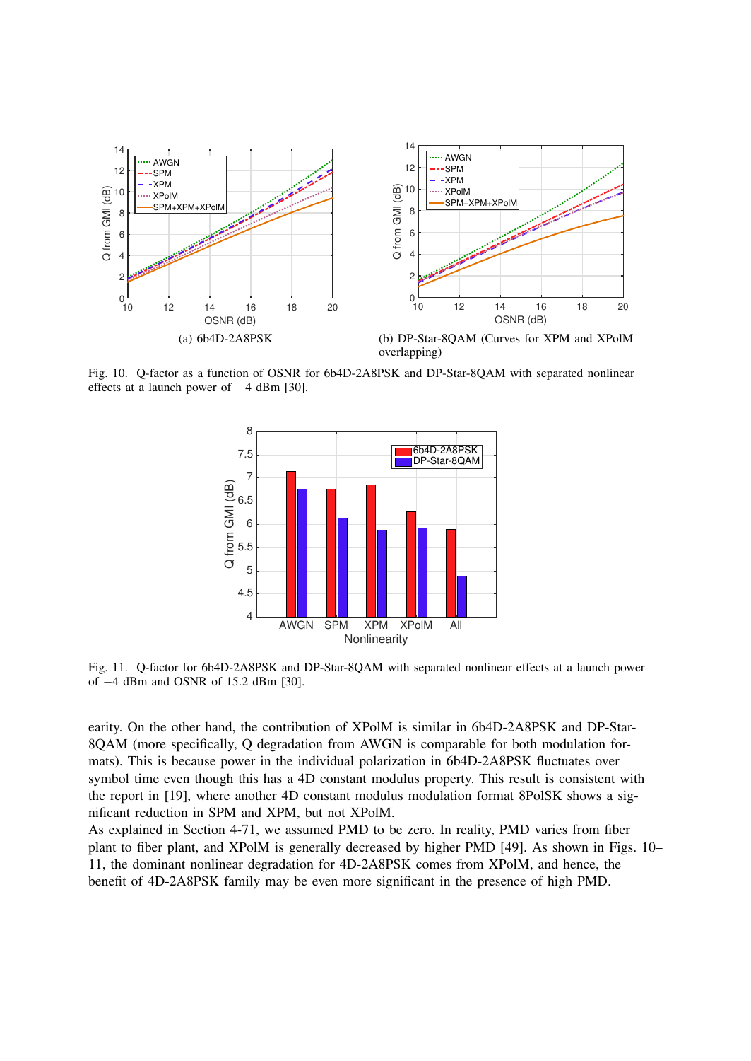(a) 6b4D-2A8PSK

(b) DP-Star-8QAM (Curves for XPM and XPolM overlapping)

Fig. 10. Q-factor as a function of OSNR for 6b4D-2A8PSK and DP-Star-8QAM with separated nonlinear effects at a launch power of −4 dBm [30].

Fig. 11. Q-factor for 6b4D-2A8PSK and DP-Star-8QAM with separated nonlinear effects at a launch power of −4 dBm and OSNR of 15.2 dBm [30].

earity. On the other hand, the contribution of XPolM is similar in 6b4D-2A8PSK and DP-Star-8QAM (more specifically, Q degradation from AWGN is comparable for both modulation formats). This is because power in the individual polarization in 6b4D-2A8PSK fluctuates over symbol time even though this has a 4D constant modulus property. This result is consistent with the report in [19], where another 4D constant modulus modulation format 8PolSK shows a significant reduction in SPM and XPM, but not XPolM.

As explained in Section 4-71, we assumed PMD to be zero. In reality, PMD varies from fiber plant to fiber plant, and XPolM is generally decreased by higher PMD [49]. As shown in Figs. 10–11, the dominant nonlinear degradation for 4D-2A8PSK comes from XPolM, and hence, the benefit of 4D-2A8PSK family may be even more significant in the presence of high PMD.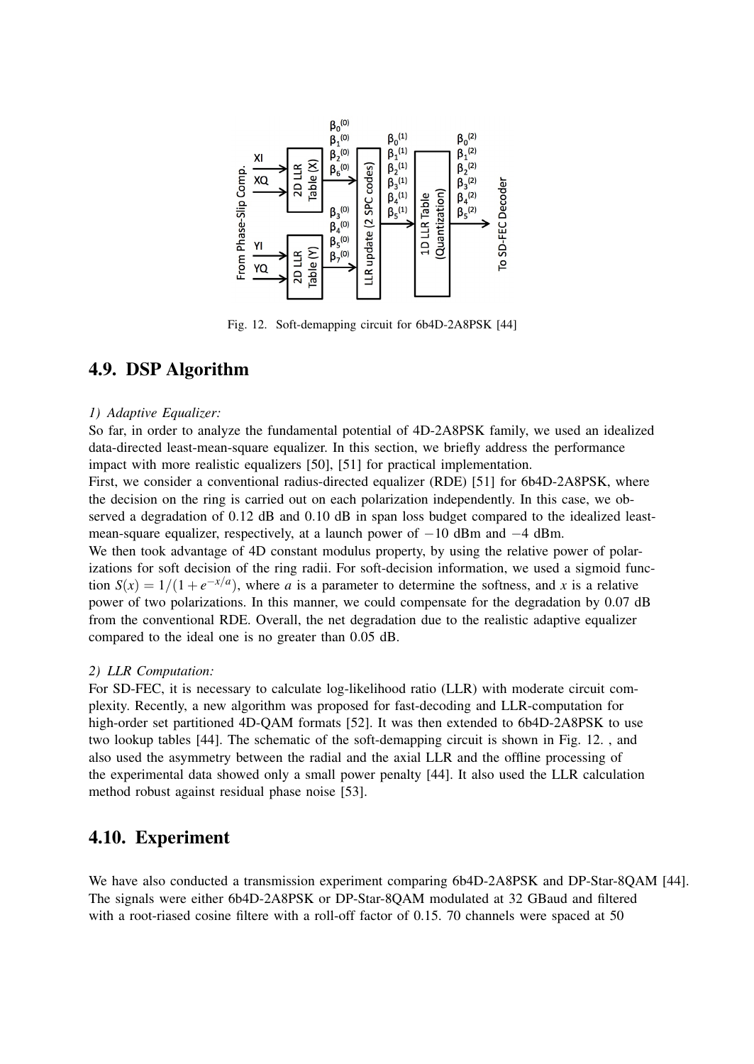Fig. 12. Soft-demapping circuit for 6b4D-2A8PSK [44]

## 4.9. DSP Algorithm

*1) Adaptive Equalizer:*

So far, in order to analyze the fundamental potential of 4D-2A8PSK family, we used an idealized data-directed least-mean-square equalizer. In this section, we briefly address the performance impact with more realistic equalizers [50], [51] for practical implementation.

First, we consider a conventional radius-directed equalizer (RDE) [51] for 6b4D-2A8PSK, where the decision on the ring is carried out on each polarization independently. In this case, we observed a degradation of 0.12 dB and 0.10 dB in span loss budget compared to the idealized least-mean-square equalizer, respectively, at a launch power of −10 dBm and −4 dBm.

We then took advantage of 4D constant modulus property, by using the relative power of polarizations for soft decision of the ring radii. For soft-decision information, we used a sigmoid function $S(x) = 1/(1+e^{-x/a})$, where $a$ is a parameter to determine the softness, and $x$ is a relative power of two polarizations. In this manner, we could compensate for the degradation by 0.07 dB from the conventional RDE. Overall, the net degradation due to the realistic adaptive equalizer compared to the ideal one is no greater than 0.05 dB.

*2) LLR Computation:*

For SD-FEC, it is necessary to calculate log-likelihood ratio (LLR) with moderate circuit complexity. Recently, a new algorithm was proposed for fast-decoding and LLR-computation for high-order set partitioned 4D-QAM formats [52]. It was then extended to 6b4D-2A8PSK to use two lookup tables [44]. The schematic of the soft-demapping circuit is shown in Fig. 12. , and also used the asymmetry between the radial and the axial LLR and the offline processing of the experimental data showed only a small power penalty [44]. It also used the LLR calculation method robust against residual phase noise [53].

## 4.10. Experiment

We have also conducted a transmission experiment comparing 6b4D-2A8PSK and DP-Star-8QAM [44]. The signals were either 6b4D-2A8PSK or DP-Star-8QAM modulated at 32 GBaud and filtered with a root-riased cosine filtere with a roll-off factor of 0.15. 70 channels were spaced at 50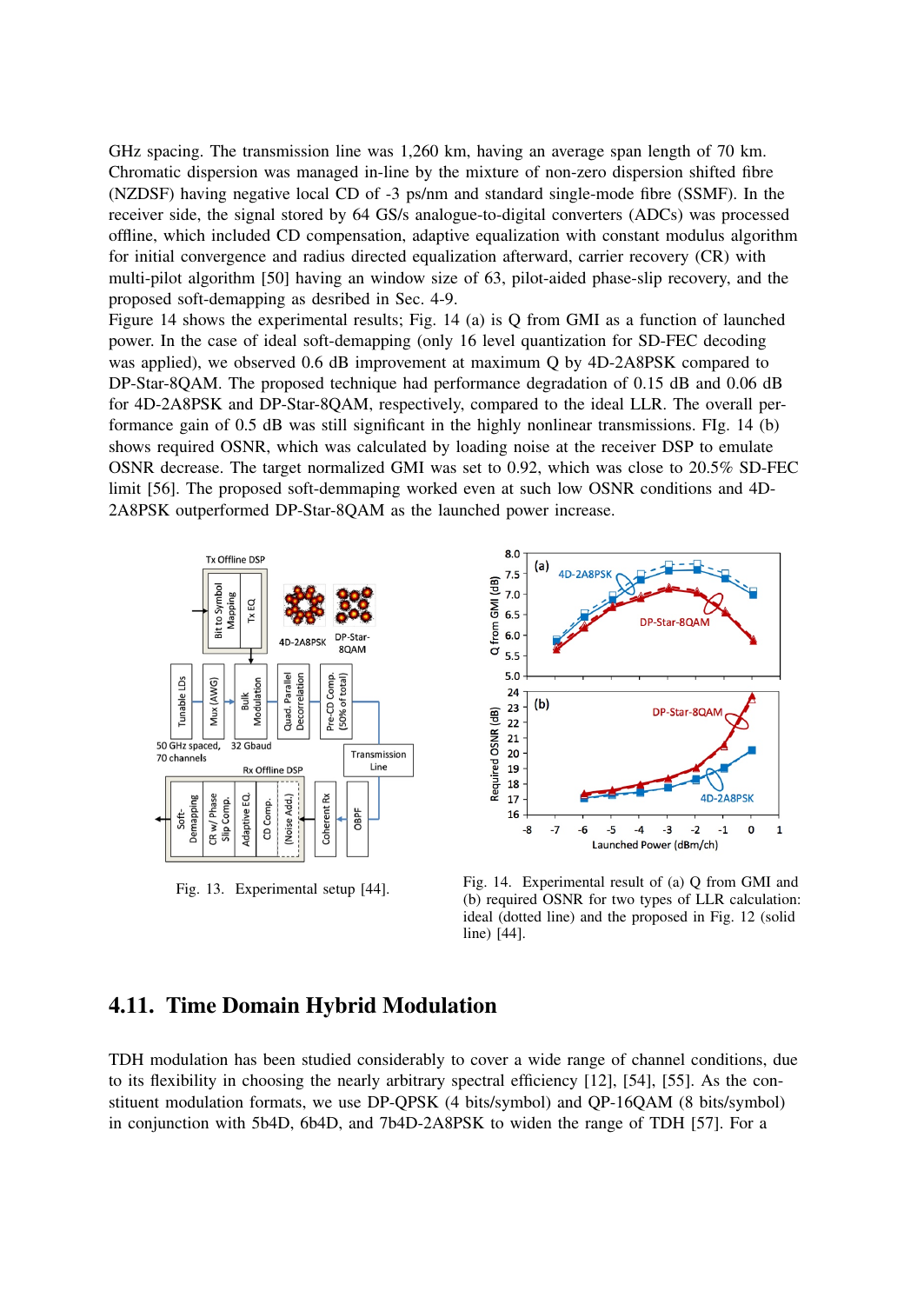GHz spacing. The transmission line was 1,260 km, having an average span length of 70 km. Chromatic dispersion was managed in-line by the mixture of non-zero dispersion shifted fibre (NZDSF) having negative local CD of -3 ps/nm and standard single-mode fibre (SSMF). In the receiver side, the signal stored by 64 GS/s analogue-to-digital converters (ADCs) was processed offline, which included CD compensation, adaptive equalization with constant modulus algorithm for initial convergence and radius directed equalization afterward, carrier recovery (CR) with multi-pilot algorithm [50] having an window size of 63, pilot-aided phase-slip recovery, and the proposed soft-demapping as desribed in Sec. 4-9.

Figure 14 shows the experimental results; Fig. 14 (a) is Q from GMI as a function of launched power. In the case of ideal soft-demapping (only 16 level quantization for SD-FEC decoding was applied), we observed 0.6 dB improvement at maximum Q by 4D-2A8PSK compared to DP-Star-8QAM. The proposed technique had performance degradation of 0.15 dB and 0.06 dB for 4D-2A8PSK and DP-Star-8QAM, respectively, compared to the ideal LLR. The overall performance gain of 0.5 dB was still significant in the highly nonlinear transmissions. FIg. 14 (b) shows required OSNR, which was calculated by loading noise at the receiver DSP to emulate OSNR decrease. The target normalized GMI was set to 0.92, which was close to 20.5% SD-FEC limit [56]. The proposed soft-demmaping worked even at such low OSNR conditions and 4D-2A8PSK outperformed DP-Star-8QAM as the launched power increase.

Fig. 13. Experimental setup [44].

Fig. 14. Experimental result of (a) Q from GMI and (b) required OSNR for two types of LLR calculation: ideal (dotted line) and the proposed in Fig. 12 (solid line) [44].

## 4.11. Time Domain Hybrid Modulation

TDH modulation has been studied considerably to cover a wide range of channel conditions, due to its flexibility in choosing the nearly arbitrary spectral efficiency [12], [54], [55]. As the constituent modulation formats, we use DP-QPSK (4 bits/symbol) and QP-16QAM (8 bits/symbol) in conjunction with 5b4D, 6b4D, and 7b4D-2A8PSK to widen the range of TDH [57]. For a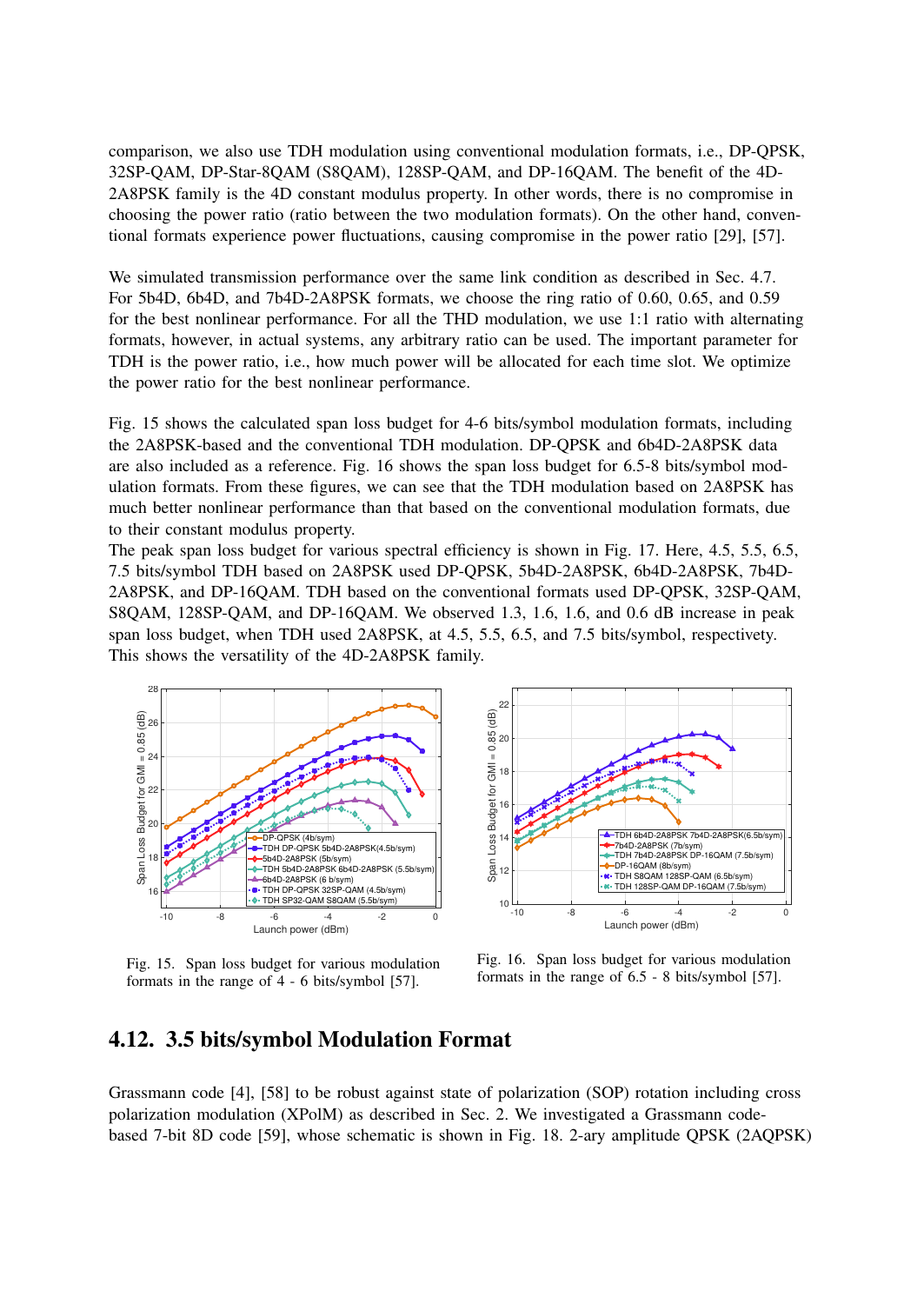comparison, we also use TDH modulation using conventional modulation formats, i.e., DP-QPSK, 32SP-QAM, DP-Star-8QAM (S8QAM), 128SP-QAM, and DP-16QAM. The benefit of the 4D-2A8PSK family is the 4D constant modulus property. In other words, there is no compromise in choosing the power ratio (ratio between the two modulation formats). On the other hand, conventional formats experience power fluctuations, causing compromise in the power ratio [29], [57].

We simulated transmission performance over the same link condition as described in Sec. 4.7. For 5b4D, 6b4D, and 7b4D-2A8PSK formats, we choose the ring ratio of 0.60, 0.65, and 0.59 for the best nonlinear performance. For all the THD modulation, we use 1:1 ratio with alternating formats, however, in actual systems, any arbitrary ratio can be used. The important parameter for TDH is the power ratio, i.e., how much power will be allocated for each time slot. We optimize the power ratio for the best nonlinear performance.

Fig. 15 shows the calculated span loss budget for 4-6 bits/symbol modulation formats, including the 2A8PSK-based and the conventional TDH modulation. DP-QPSK and 6b4D-2A8PSK data are also included as a reference. Fig. 16 shows the span loss budget for 6.5-8 bits/symbol modulation formats. From these figures, we can see that the TDH modulation based on 2A8PSK has much better nonlinear performance than that based on the conventional modulation formats, due to their constant modulus property.
The peak span loss budget for various spectral efficiency is shown in Fig. 17. Here, 4.5, 5.5, 6.5, 7.5 bits/symbol TDH based on 2A8PSK used DP-QPSK, 5b4D-2A8PSK, 6b4D-2A8PSK, 7b4D-2A8PSK, and DP-16QAM. TDH based on the conventional formats used DP-QPSK, 32SP-QAM, S8QAM, 128SP-QAM, and DP-16QAM. We observed 1.3, 1.6, 1.6, and 0.6 dB increase in peak span loss budget, when TDH used 2A8PSK, at 4.5, 5.5, 6.5, and 7.5 bits/symbol, respectively. This shows the versatility of the 4D-2A8PSK family.

Fig. 15. Span loss budget for various modulation formats in the range of 4 - 6 bits/symbol [57].

Fig. 16. Span loss budget for various modulation formats in the range of 6.5 - 8 bits/symbol [57].

## 4.12. 3.5 bits/symbol Modulation Format

Grassmann code [4], [58] to be robust against state of polarization (SOP) rotation including cross polarization modulation (XPolM) as described in Sec. 2. We investigated a Grassmann code-based 7-bit 8D code [59], whose schematic is shown in Fig. 18. 2-ary amplitude QPSK (2AQPSK)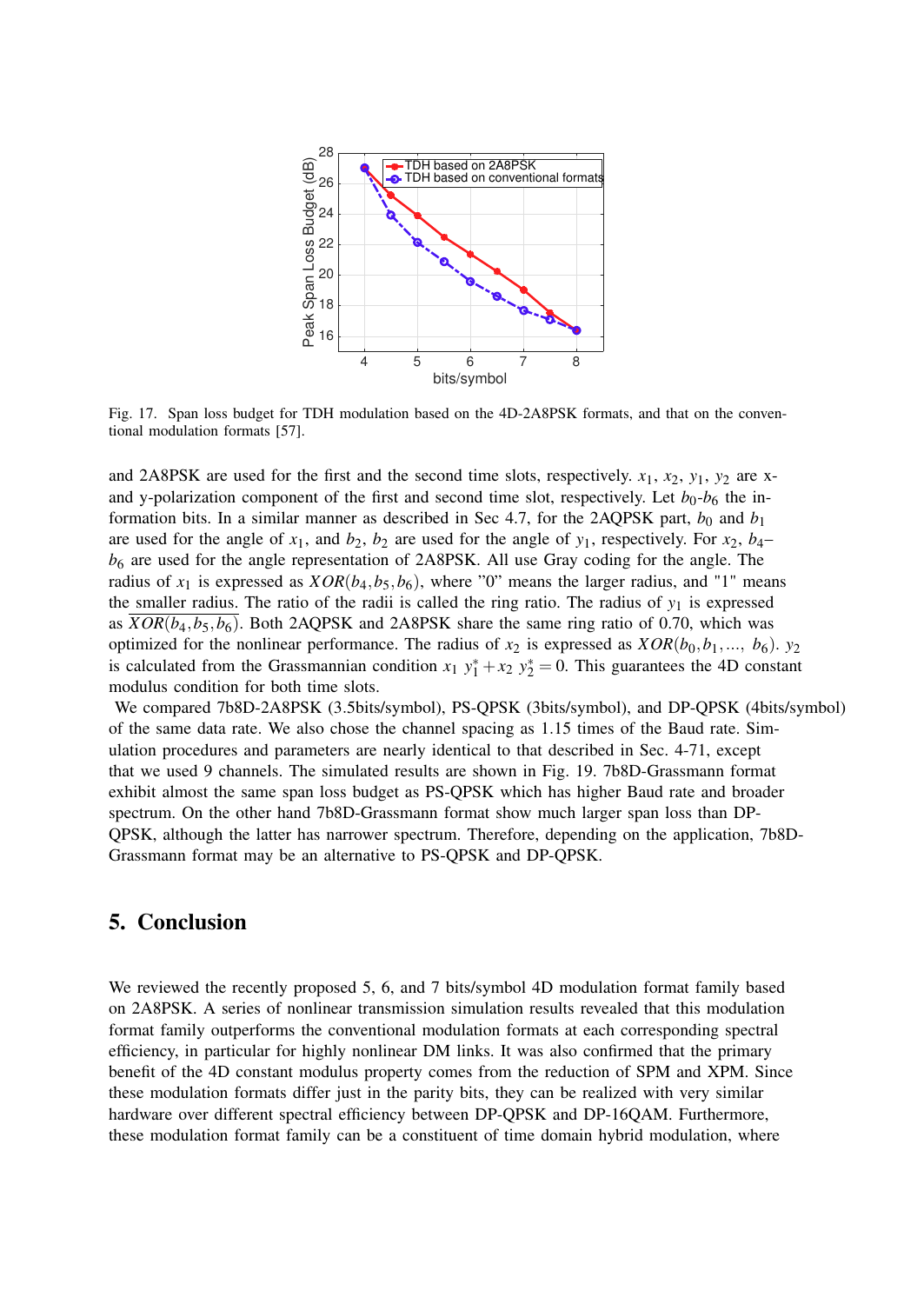Fig. 17. Span loss budget for TDH modulation based on the 4D-2A8PSK formats, and that on the conventional modulation formats [57].

and 2A8PSK are used for the first and the second time slots, respectively. $x_1$, $x_2$, $y_1$, $y_2$ are x- and y-polarization component of the first and second time slot, respectively. Let $b_0$-$b_6$ the information bits. In a similar manner as described in Sec 4.7, for the 2AQPSK part, $b_0$ and $b_1$ are used for the angle of $x_1$, and $b_2$, $b_2$ are used for the angle of $y_1$, respectively. For $x_2$, $b_4$–$b_6$ are used for the angle representation of 2A8PSK. All use Gray coding for the angle. The radius of $x_1$ is expressed as $XOR(b_4, b_5, b_6)$, where "0" means the larger radius, and "1" means the smaller radius. The ratio of the radii is called the ring ratio. The radius of $y_1$ is expressed as $\overline{XOR(b_4, b_5, b_6)}$. Both 2AQPSK and 2A8PSK share the same ring ratio of 0.70, which was optimized for the nonlinear performance. The radius of $x_2$ is expressed as $XOR(b_0, b_1, \ldots, b_6)$. $y_2$ is calculated from the Grassmannian condition $x_1\ y_1^* + x_2\ y_2^* = 0$. This guarantees the 4D constant modulus condition for both time slots.

We compared 7b8D-2A8PSK (3.5bits/symbol), PS-QPSK (3bits/symbol), and DP-QPSK (4bits/symbol) of the same data rate. We also chose the channel spacing as 1.15 times of the Baud rate. Simulation procedures and parameters are nearly identical to that described in Sec. 4-71, except that we used 9 channels. The simulated results are shown in Fig. 19. 7b8D-Grassmann format exhibit almost the same span loss budget as PS-QPSK which has higher Baud rate and broader spectrum. On the other hand 7b8D-Grassmann format show much larger span loss than DP-QPSK, although the latter has narrower spectrum. Therefore, depending on the application, 7b8D-Grassmann format may be an alternative to PS-QPSK and DP-QPSK.

## 5. Conclusion

We reviewed the recently proposed 5, 6, and 7 bits/symbol 4D modulation format family based on 2A8PSK. A series of nonlinear transmission simulation results revealed that this modulation format family outperforms the conventional modulation formats at each corresponding spectral efficiency, in particular for highly nonlinear DM links. It was also confirmed that the primary benefit of the 4D constant modulus property comes from the reduction of SPM and XPM. Since these modulation formats differ just in the parity bits, they can be realized with very similar hardware over different spectral efficiency between DP-QPSK and DP-16QAM. Furthermore, these modulation format family can be a constituent of time domain hybrid modulation, where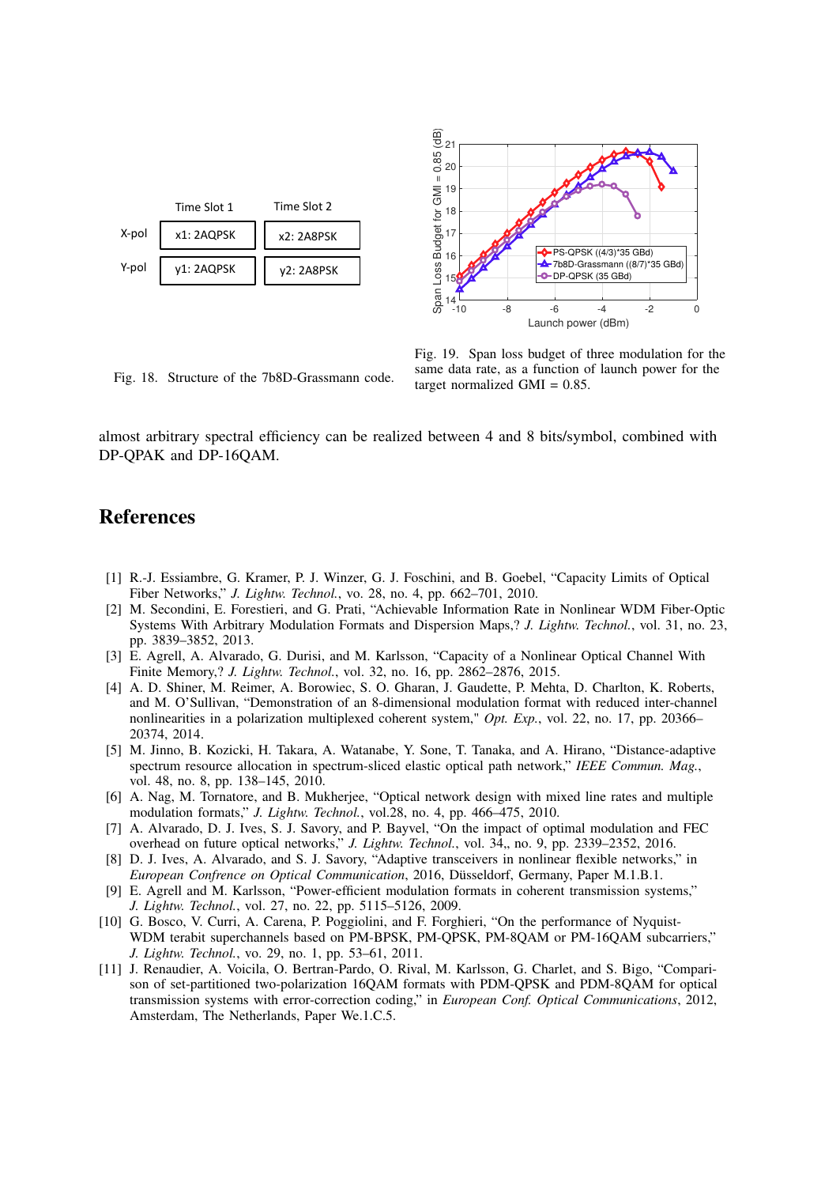| | Time Slot 1 | Time Slot 2 |
|---|---|---|
| X-pol | x1: 2AQPSK | x2: 2A8PSK |
| Y-pol | y1: 2AQPSK | y2: 2A8PSK |

Fig. 18. Structure of the 7b8D-Grassmann code.

Fig. 19. Span loss budget of three modulation for the same data rate, as a function of launch power for the target normalized GMI = 0.85.

almost arbitrary spectral efficiency can be realized between 4 and 8 bits/symbol, combined with DP-QPAK and DP-16QAM.

# References

[1] R.-J. Essiambre, G. Kramer, P. J. Winzer, G. J. Foschini, and B. Goebel, "Capacity Limits of Optical Fiber Networks," *J. Lightw. Technol.*, vo. 28, no. 4, pp. 662–701, 2010.

[2] M. Secondini, E. Forestieri, and G. Prati, "Achievable Information Rate in Nonlinear WDM Fiber-Optic Systems With Arbitrary Modulation Formats and Dispersion Maps,? *J. Lightw. Technol.*, vol. 31, no. 23, pp. 3839–3852, 2013.

[3] E. Agrell, A. Alvarado, G. Durisi, and M. Karlsson, "Capacity of a Nonlinear Optical Channel With Finite Memory,? *J. Lightw. Technol.*, vol. 32, no. 16, pp. 2862–2876, 2015.

[4] A. D. Shiner, M. Reimer, A. Borowiec, S. O. Gharan, J. Gaudette, P. Mehta, D. Charlton, K. Roberts, and M. O'Sullivan, "Demonstration of an 8-dimensional modulation format with reduced inter-channel nonlinearities in a polarization multiplexed coherent system," *Opt. Exp.*, vol. 22, no. 17, pp. 20366–20374, 2014.

[5] M. Jinno, B. Kozicki, H. Takara, A. Watanabe, Y. Sone, T. Tanaka, and A. Hirano, "Distance-adaptive spectrum resource allocation in spectrum-sliced elastic optical path network," *IEEE Commun. Mag.*, vol. 48, no. 8, pp. 138–145, 2010.

[6] A. Nag, M. Tornatore, and B. Mukherjee, "Optical network design with mixed line rates and multiple modulation formats," *J. Lightw. Technol.*, vol.28, no. 4, pp. 466–475, 2010.

[7] A. Alvarado, D. J. Ives, S. J. Savory, and P. Bayvel, "On the impact of optimal modulation and FEC overhead on future optical networks," *J. Lightw. Technol.*, vol. 34,, no. 9, pp. 2339–2352, 2016.

[8] D. J. Ives, A. Alvarado, and S. J. Savory, "Adaptive transceivers in nonlinear flexible networks," in *European Confrence on Optical Communication*, 2016, Düsseldorf, Germany, Paper M.1.B.1.

[9] E. Agrell and M. Karlsson, "Power-efficient modulation formats in coherent transmission systems," *J. Lightw. Technol.*, vol. 27, no. 22, pp. 5115–5126, 2009.

[10] G. Bosco, V. Curri, A. Carena, P. Poggiolini, and F. Forghieri, "On the performance of Nyquist-WDM terabit superchannels based on PM-BPSK, PM-QPSK, PM-8QAM or PM-16QAM subcarriers," *J. Lightw. Technol.*, vo. 29, no. 1, pp. 53–61, 2011.

[11] J. Renaudier, A. Voicila, O. Bertran-Pardo, O. Rival, M. Karlsson, G. Charlet, and S. Bigo, "Comparison of set-partitioned two-polarization 16QAM formats with PDM-QPSK and PDM-8QAM for optical transmission systems with error-correction coding," in *European Conf. Optical Communications*, 2012, Amsterdam, The Netherlands, Paper We.1.C.5.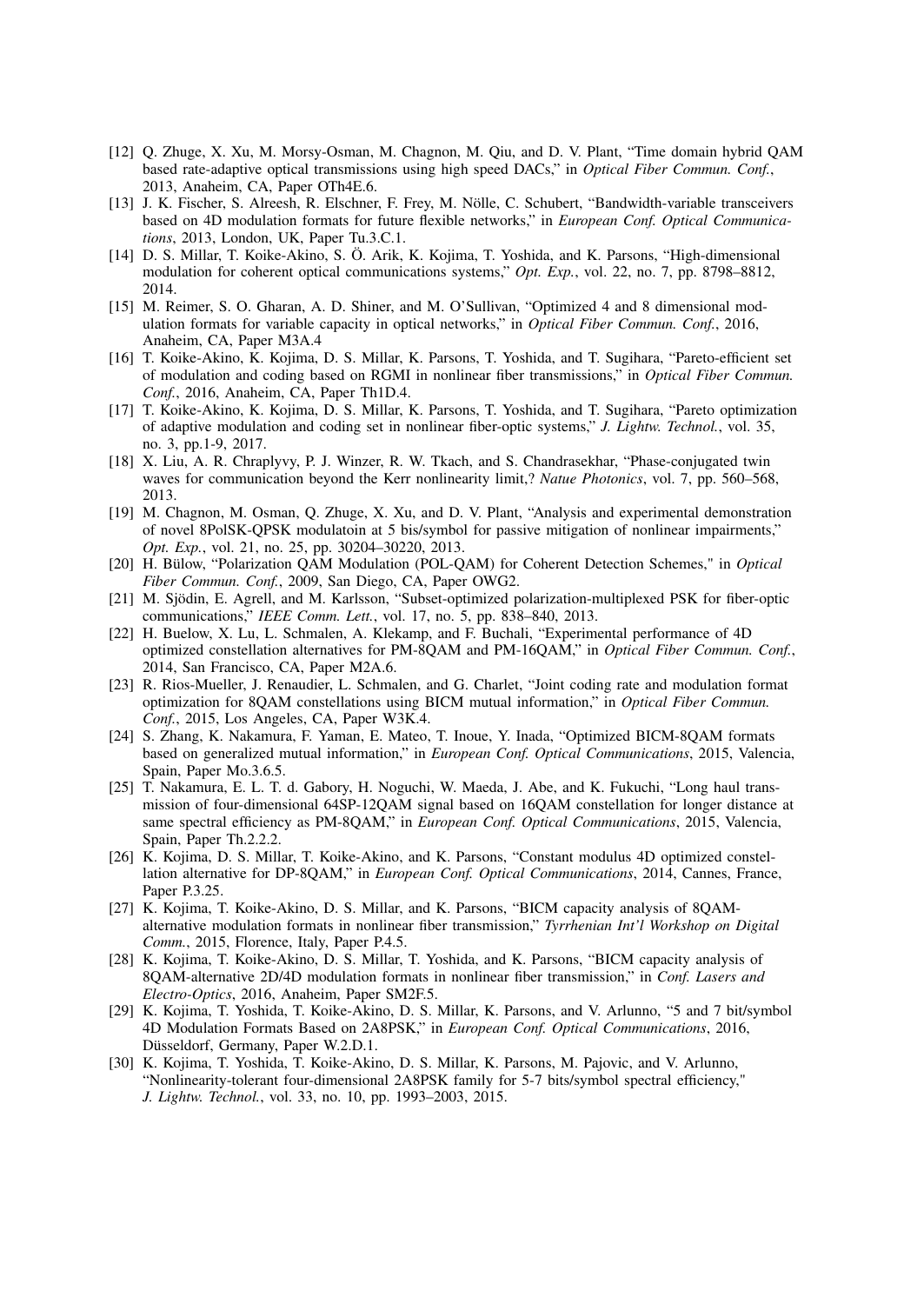[12] Q. Zhuge, X. Xu, M. Morsy-Osman, M. Chagnon, M. Qiu, and D. V. Plant, "Time domain hybrid QAM based rate-adaptive optical transmissions using high speed DACs," in *Optical Fiber Commun. Conf.*, 2013, Anaheim, CA, Paper OTh4E.6.

[13] J. K. Fischer, S. Alreesh, R. Elschner, F. Frey, M. Nölle, C. Schubert, "Bandwidth-variable transceivers based on 4D modulation formats for future flexible networks," in *European Conf. Optical Communications*, 2013, London, UK, Paper Tu.3.C.1.

[14] D. S. Millar, T. Koike-Akino, S. Ö. Arik, K. Kojima, T. Yoshida, and K. Parsons, "High-dimensional modulation for coherent optical communications systems," *Opt. Exp.*, vol. 22, no. 7, pp. 8798–8812, 2014.

[15] M. Reimer, S. O. Gharan, A. D. Shiner, and M. O'Sullivan, "Optimized 4 and 8 dimensional modulation formats for variable capacity in optical networks," in *Optical Fiber Commun. Conf.*, 2016, Anaheim, CA, Paper M3A.4

[16] T. Koike-Akino, K. Kojima, D. S. Millar, K. Parsons, T. Yoshida, and T. Sugihara, "Pareto-efficient set of modulation and coding based on RGMI in nonlinear fiber transmissions," in *Optical Fiber Commun. Conf.*, 2016, Anaheim, CA, Paper Th1D.4.

[17] T. Koike-Akino, K. Kojima, D. S. Millar, K. Parsons, T. Yoshida, and T. Sugihara, "Pareto optimization of adaptive modulation and coding set in nonlinear fiber-optic systems," *J. Lightw. Technol.*, vol. 35, no. 3, pp.1-9, 2017.

[18] X. Liu, A. R. Chraplyvy, P. J. Winzer, R. W. Tkach, and S. Chandrasekhar, "Phase-conjugated twin waves for communication beyond the Kerr nonlinearity limit,? *Natue Photonics*, vol. 7, pp. 560–568, 2013.

[19] M. Chagnon, M. Osman, Q. Zhuge, X. Xu, and D. V. Plant, "Analysis and experimental demonstration of novel 8PolSK-QPSK modulatoin at 5 bis/symbol for passive mitigation of nonlinear impairments," *Opt. Exp.*, vol. 21, no. 25, pp. 30204–30220, 2013.

[20] H. Bülow, "Polarization QAM Modulation (POL-QAM) for Coherent Detection Schemes," in *Optical Fiber Commun. Conf.*, 2009, San Diego, CA, Paper OWG2.

[21] M. Sjödin, E. Agrell, and M. Karlsson, "Subset-optimized polarization-multiplexed PSK for fiber-optic communications," *IEEE Comm. Lett.*, vol. 17, no. 5, pp. 838–840, 2013.

[22] H. Buelow, X. Lu, L. Schmalen, A. Klekamp, and F. Buchali, "Experimental performance of 4D optimized constellation alternatives for PM-8QAM and PM-16QAM," in *Optical Fiber Commun. Conf.*, 2014, San Francisco, CA, Paper M2A.6.

[23] R. Rios-Mueller, J. Renaudier, L. Schmalen, and G. Charlet, "Joint coding rate and modulation format optimization for 8QAM constellations using BICM mutual information," in *Optical Fiber Commun. Conf.*, 2015, Los Angeles, CA, Paper W3K.4.

[24] S. Zhang, K. Nakamura, F. Yaman, E. Mateo, T. Inoue, Y. Inada, "Optimized BICM-8QAM formats based on generalized mutual information," in *European Conf. Optical Communications*, 2015, Valencia, Spain, Paper Mo.3.6.5.

[25] T. Nakamura, E. L. T. d. Gabory, H. Noguchi, W. Maeda, J. Abe, and K. Fukuchi, "Long haul transmission of four-dimensional 64SP-12QAM signal based on 16QAM constellation for longer distance at same spectral efficiency as PM-8QAM," in *European Conf. Optical Communications*, 2015, Valencia, Spain, Paper Th.2.2.2.

[26] K. Kojima, D. S. Millar, T. Koike-Akino, and K. Parsons, "Constant modulus 4D optimized constellation alternative for DP-8QAM," in *European Conf. Optical Communications*, 2014, Cannes, France, Paper P.3.25.

[27] K. Kojima, T. Koike-Akino, D. S. Millar, and K. Parsons, "BICM capacity analysis of 8QAM-alternative modulation formats in nonlinear fiber transmission," *Tyrrhenian Int'l Workshop on Digital Comm.*, 2015, Florence, Italy, Paper P.4.5.

[28] K. Kojima, T. Koike-Akino, D. S. Millar, T. Yoshida, and K. Parsons, "BICM capacity analysis of 8QAM-alternative 2D/4D modulation formats in nonlinear fiber transmission," in *Conf. Lasers and Electro-Optics*, 2016, Anaheim, Paper SM2F.5.

[29] K. Kojima, T. Yoshida, T. Koike-Akino, D. S. Millar, K. Parsons, and V. Arlunno, "5 and 7 bit/symbol 4D Modulation Formats Based on 2A8PSK," in *European Conf. Optical Communications*, 2016, Düsseldorf, Germany, Paper W.2.D.1.

[30] K. Kojima, T. Yoshida, T. Koike-Akino, D. S. Millar, K. Parsons, M. Pajovic, and V. Arlunno, "Nonlinearity-tolerant four-dimensional 2A8PSK family for 5-7 bits/symbol spectral efficiency," *J. Lightw. Technol.*, vol. 33, no. 10, pp. 1993–2003, 2015.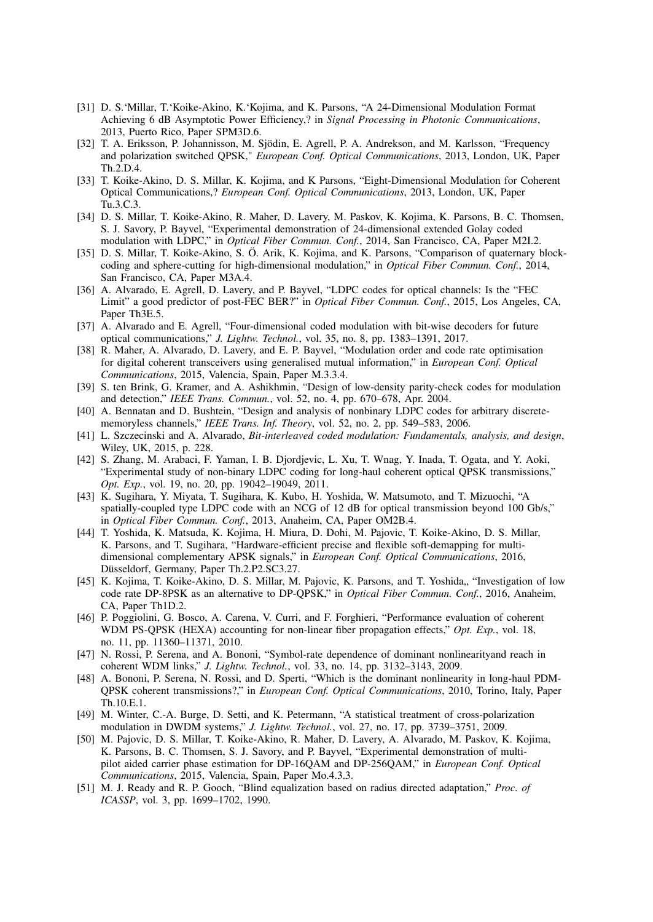- [31] D. S.‘Millar, T.‘Koike-Akino, K.‘Kojima, and K. Parsons, “A 24-Dimensional Modulation Format Achieving 6 dB Asymptotic Power Efficiency,? in *Signal Processing in Photonic Communications*, 2013, Puerto Rico, Paper SPM3D.6.
- [32] T. A. Eriksson, P. Johannisson, M. Sjödin, E. Agrell, P. A. Andrekson, and M. Karlsson, “Frequency and polarization switched QPSK," *European Conf. Optical Communications*, 2013, London, UK, Paper Th.2.D.4.
- [33] T. Koike-Akino, D. S. Millar, K. Kojima, and K Parsons, “Eight-Dimensional Modulation for Coherent Optical Communications,? *European Conf. Optical Communications*, 2013, London, UK, Paper Tu.3.C.3.
- [34] D. S. Millar, T. Koike-Akino, R. Maher, D. Lavery, M. Paskov, K. Kojima, K. Parsons, B. C. Thomsen, S. J. Savory, P. Bayvel, “Experimental demonstration of 24-dimensional extended Golay coded modulation with LDPC,” in *Optical Fiber Commun. Conf.*, 2014, San Francisco, CA, Paper M2I.2.
- [35] D. S. Millar, T. Koike-Akino, S. Ö. Arik, K. Kojima, and K. Parsons, “Comparison of quaternary block-coding and sphere-cutting for high-dimensional modulation,” in *Optical Fiber Commun. Conf.*, 2014, San Francisco, CA, Paper M3A.4.
- [36] A. Alvarado, E. Agrell, D. Lavery, and P. Bayvel, “LDPC codes for optical channels: Is the “FEC Limit” a good predictor of post-FEC BER?” in *Optical Fiber Commun. Conf.*, 2015, Los Angeles, CA, Paper Th3E.5.
- [37] A. Alvarado and E. Agrell, “Four-dimensional coded modulation with bit-wise decoders for future optical communications,” *J. Lightw. Technol.*, vol. 35, no. 8, pp. 1383–1391, 2017.
- [38] R. Maher, A. Alvarado, D. Lavery, and E. P. Bayvel, “Modulation order and code rate optimisation for digital coherent transceivers using generalised mutual information,” in *European Conf. Optical Communications*, 2015, Valencia, Spain, Paper M.3.3.4.
- [39] S. ten Brink, G. Kramer, and A. Ashikhmin, “Design of low-density parity-check codes for modulation and detection,” *IEEE Trans. Commun.*, vol. 52, no. 4, pp. 670–678, Apr. 2004.
- [40] A. Bennatan and D. Bushtein, “Design and analysis of nonbinary LDPC codes for arbitrary discrete-memoryless channels,” *IEEE Trans. Inf. Theory*, vol. 52, no. 2, pp. 549–583, 2006.
- [41] L. Szczecinski and A. Alvarado, *Bit-interleaved coded modulation: Fundamentals, analysis, and design*, Wiley, UK, 2015, p. 228.
- [42] S. Zhang, M. Arabaci, F. Yaman, I. B. Djordjevic, L. Xu, T. Wnag, Y. Inada, T. Ogata, and Y. Aoki, “Experimental study of non-binary LDPC coding for long-haul coherent optical QPSK transmissions,” *Opt. Exp.*, vol. 19, no. 20, pp. 19042–19049, 2011.
- [43] K. Sugihara, Y. Miyata, T. Sugihara, K. Kubo, H. Yoshida, W. Matsumoto, and T. Mizuochi, “A spatially-coupled type LDPC code with an NCG of 12 dB for optical transmission beyond 100 Gb/s,” in *Optical Fiber Commun. Conf.*, 2013, Anaheim, CA, Paper OM2B.4.
- [44] T. Yoshida, K. Matsuda, K. Kojima, H. Miura, D. Dohi, M. Pajovic, T. Koike-Akino, D. S. Millar, K. Parsons, and T. Sugihara, “Hardware-efficient precise and flexible soft-demapping for multi-dimensional complementary APSK signals,” in *European Conf. Optical Communications*, 2016, Düsseldorf, Germany, Paper Th.2.P2.SC3.27.
- [45] K. Kojima, T. Koike-Akino, D. S. Millar, M. Pajovic, K. Parsons, and T. Yoshida,, “Investigation of low code rate DP-8PSK as an alternative to DP-QPSK,” in *Optical Fiber Commun. Conf.*, 2016, Anaheim, CA, Paper Th1D.2.
- [46] P. Poggiolini, G. Bosco, A. Carena, V. Curri, and F. Forghieri, “Performance evaluation of coherent WDM PS-QPSK (HEXA) accounting for non-linear fiber propagation effects,” *Opt. Exp.*, vol. 18, no. 11, pp. 11360–11371, 2010.
- [47] N. Rossi, P. Serena, and A. Bononi, “Symbol-rate dependence of dominant nonlinearityand reach in coherent WDM links,” *J. Lightw. Technol.*, vol. 33, no. 14, pp. 3132–3143, 2009.
- [48] A. Bononi, P. Serena, N. Rossi, and D. Sperti, “Which is the dominant nonlinearity in long-haul PDM-QPSK coherent transmissions?,” in *European Conf. Optical Communications*, 2010, Torino, Italy, Paper Th.10.E.1.
- [49] M. Winter, C.-A. Burge, D. Setti, and K. Petermann, “A statistical treatment of cross-polarization modulation in DWDM systems,” *J. Lightw. Technol.*, vol. 27, no. 17, pp. 3739–3751, 2009.
- [50] M. Pajovic, D. S. Millar, T. Koike-Akino, R. Maher, D. Lavery, A. Alvarado, M. Paskov, K. Kojima, K. Parsons, B. C. Thomsen, S. J. Savory, and P. Bayvel, “Experimental demonstration of multi-pilot aided carrier phase estimation for DP-16QAM and DP-256QAM,” in *European Conf. Optical Communications*, 2015, Valencia, Spain, Paper Mo.4.3.3.
- [51] M. J. Ready and R. P. Gooch, “Blind equalization based on radius directed adaptation,” *Proc. of ICASSP*, vol. 3, pp. 1699–1702, 1990.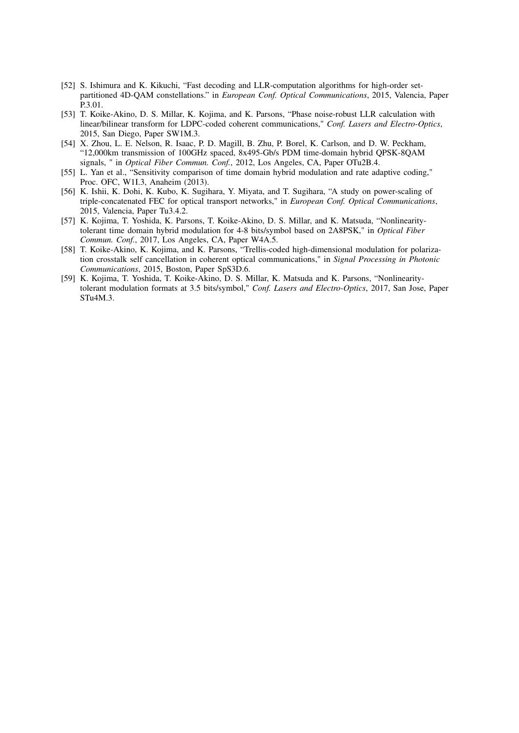[52] S. Ishimura and K. Kikuchi, "Fast decoding and LLR-computation algorithms for high-order set-partitioned 4D-QAM constellations." in *European Conf. Optical Communications*, 2015, Valencia, Paper P.3.01.

[53] T. Koike-Akino, D. S. Millar, K. Kojima, and K. Parsons, "Phase noise-robust LLR calculation with linear/bilinear transform for LDPC-coded coherent communications," *Conf. Lasers and Electro-Optics*, 2015, San Diego, Paper SW1M.3.

[54] X. Zhou, L. E. Nelson, R. Isaac, P. D. Magill, B. Zhu, P. Borel, K. Carlson, and D. W. Peckham, "12,000km transmission of 100GHz spaced, 8x495-Gb/s PDM time-domain hybrid QPSK-8QAM signals, " in *Optical Fiber Commun. Conf.*, 2012, Los Angeles, CA, Paper OTu2B.4.

[55] L. Yan et al., "Sensitivity comparison of time domain hybrid modulation and rate adaptive coding," Proc. OFC, W1I.3, Anaheim (2013).

[56] K. Ishii, K. Dohi, K. Kubo, K. Sugihara, Y. Miyata, and T. Sugihara, "A study on power-scaling of triple-concatenated FEC for optical transport networks," in *European Conf. Optical Communications*, 2015, Valencia, Paper Tu3.4.2.

[57] K. Kojima, T. Yoshida, K. Parsons, T. Koike-Akino, D. S. Millar, and K. Matsuda, "Nonlinearity-tolerant time domain hybrid modulation for 4-8 bits/symbol based on 2A8PSK," in *Optical Fiber Commun. Conf.*, 2017, Los Angeles, CA, Paper W4A.5.

[58] T. Koike-Akino, K. Kojima, and K. Parsons, "Trellis-coded high-dimensional modulation for polarization crosstalk self cancellation in coherent optical communications," in *Signal Processing in Photonic Communications*, 2015, Boston, Paper SpS3D.6.

[59] K. Kojima, T. Yoshida, T. Koike-Akino, D. S. Millar, K. Matsuda and K. Parsons, "Nonlinearity-tolerant modulation formats at 3.5 bits/symbol," *Conf. Lasers and Electro-Optics*, 2017, San Jose, Paper STu4M.3.